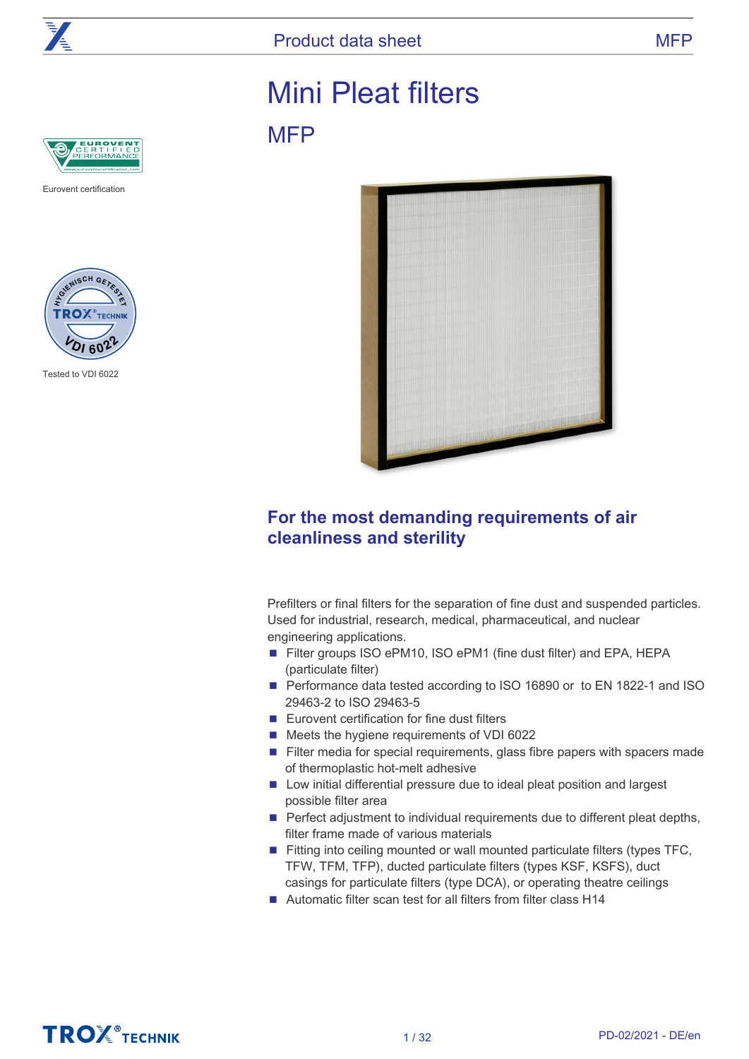# Mini Pleat filters

## MFP

Eurovent certification

Tested to VDI 6022

### For the most demanding requirements of air cleanliness and sterility

Prefilters or final filters for the separation of fine dust and suspended particles. Used for industrial, research, medical, pharmaceutical, and nuclear engineering applications.

- Filter groups ISO ePM10, ISO ePM1 (fine dust filter) and EPA, HEPA (particulate filter)
- Performance data tested according to ISO 16890 or  to EN 1822-1 and ISO 29463-2 to ISO 29463-5
- Eurovent certification for fine dust filters
- Meets the hygiene requirements of VDI 6022
- Filter media for special requirements, glass fibre papers with spacers made of thermoplastic hot-melt adhesive
- Low initial differential pressure due to ideal pleat position and largest possible filter area
- Perfect adjustment to individual requirements due to different pleat depths, filter frame made of various materials
- Fitting into ceiling mounted or wall mounted particulate filters (types TFC, TFW, TFM, TFP), ducted particulate filters (types KSF, KSFS), duct casings for particulate filters (type DCA), or operating theatre ceilings
- Automatic filter scan test for all filters from filter class H14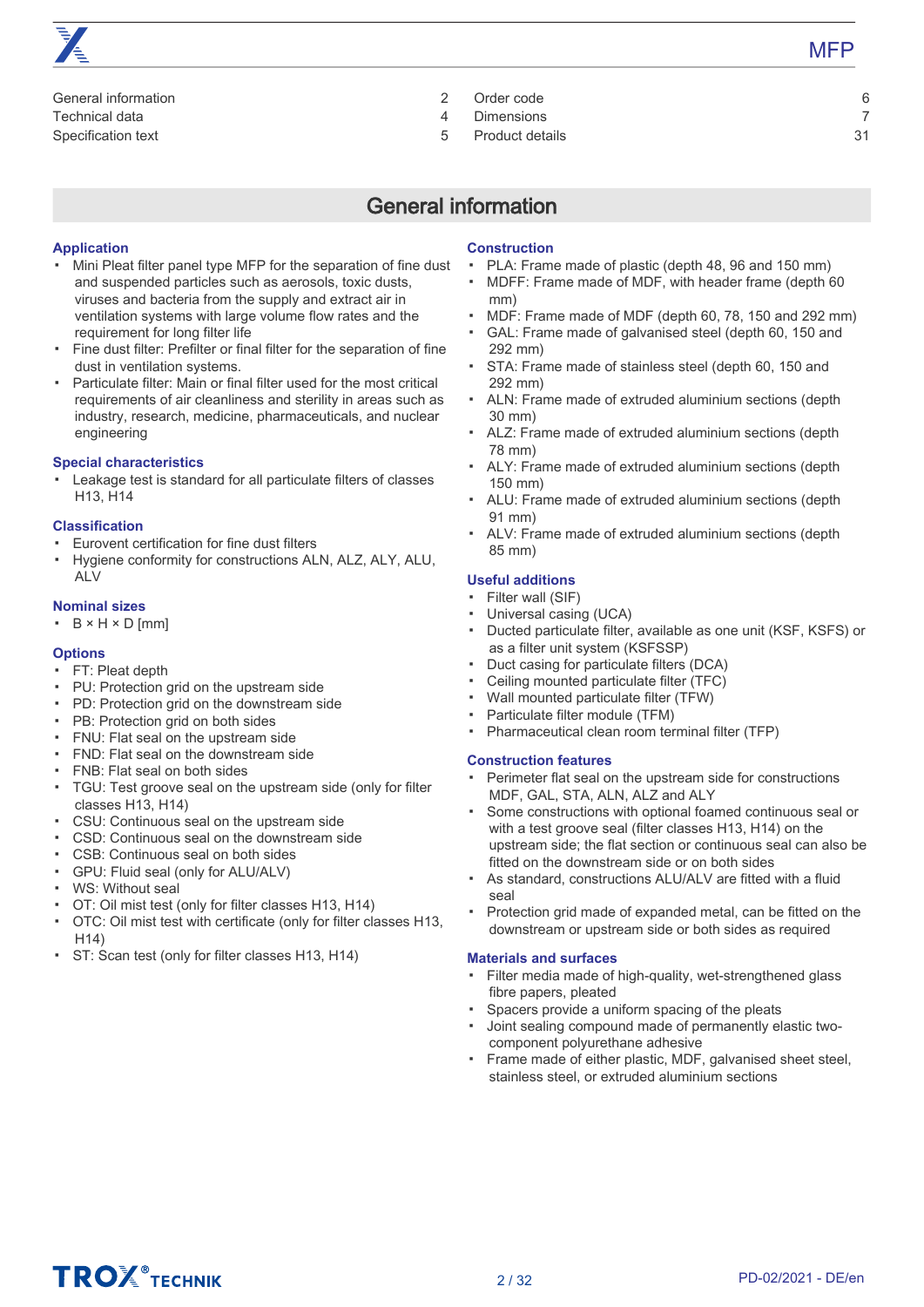| | | | |
|---|---|---|---|
| General information | 2 | Order code | 6 |
| Technical data | 4 | Dimensions | 7 |
| Specification text | 5 | Product details | 31 |

# General information

### Application

- Mini Pleat filter panel type MFP for the separation of fine dust and suspended particles such as aerosols, toxic dusts, viruses and bacteria from the supply and extract air in ventilation systems with large volume flow rates and the requirement for long filter life
- Fine dust filter: Prefilter or final filter for the separation of fine dust in ventilation systems.
- Particulate filter: Main or final filter used for the most critical requirements of air cleanliness and sterility in areas such as industry, research, medicine, pharmaceuticals, and nuclear engineering

### Special characteristics

- Leakage test is standard for all particulate filters of classes H13, H14

### Classification

- Eurovent certification for fine dust filters
- Hygiene conformity for constructions ALN, ALZ, ALY, ALU, ALV

### Nominal sizes

- B × H × D [mm]

### Options

- FT: Pleat depth
- PU: Protection grid on the upstream side
- PD: Protection grid on the downstream side
- PB: Protection grid on both sides
- FNU: Flat seal on the upstream side
- FND: Flat seal on the downstream side
- FNB: Flat seal on both sides
- TGU: Test groove seal on the upstream side (only for filter classes H13, H14)
- CSU: Continuous seal on the upstream side
- CSD: Continuous seal on the downstream side
- CSB: Continuous seal on both sides
- GPU: Fluid seal (only for ALU/ALV)
- WS: Without seal
- OT: Oil mist test (only for filter classes H13, H14)
- OTC: Oil mist test with certificate (only for filter classes H13, H14)
- ST: Scan test (only for filter classes H13, H14)

### Construction

- PLA: Frame made of plastic (depth 48, 96 and 150 mm)
- MDFF: Frame made of MDF, with header frame (depth 60 mm)
- MDF: Frame made of MDF (depth 60, 78, 150 and 292 mm)
- GAL: Frame made of galvanised steel (depth 60, 150 and 292 mm)
- STA: Frame made of stainless steel (depth 60, 150 and 292 mm)
- ALN: Frame made of extruded aluminium sections (depth 30 mm)
- ALZ: Frame made of extruded aluminium sections (depth 78 mm)
- ALY: Frame made of extruded aluminium sections (depth 150 mm)
- ALU: Frame made of extruded aluminium sections (depth 91 mm)
- ALV: Frame made of extruded aluminium sections (depth 85 mm)

### Useful additions

- Filter wall (SIF)
- Universal casing (UCA)
- Ducted particulate filter, available as one unit (KSF, KSFS) or as a filter unit system (KSFSSP)
- Duct casing for particulate filters (DCA)
- Ceiling mounted particulate filter (TFC)
- Wall mounted particulate filter (TFW)
- Particulate filter module (TFM)
- Pharmaceutical clean room terminal filter (TFP)

### Construction features

- Perimeter flat seal on the upstream side for constructions MDF, GAL, STA, ALN, ALZ and ALY
- Some constructions with optional foamed continuous seal or with a test groove seal (filter classes H13, H14) on the upstream side; the flat section or continuous seal can also be fitted on the downstream side or on both sides
- As standard, constructions ALU/ALV are fitted with a fluid seal
- Protection grid made of expanded metal, can be fitted on the downstream or upstream side or both sides as required

### Materials and surfaces

- Filter media made of high-quality, wet-strengthened glass fibre papers, pleated
- Spacers provide a uniform spacing of the pleats
- Joint sealing compound made of permanently elastic two-component polyurethane adhesive
- Frame made of either plastic, MDF, galvanised sheet steel, stainless steel, or extruded aluminium sections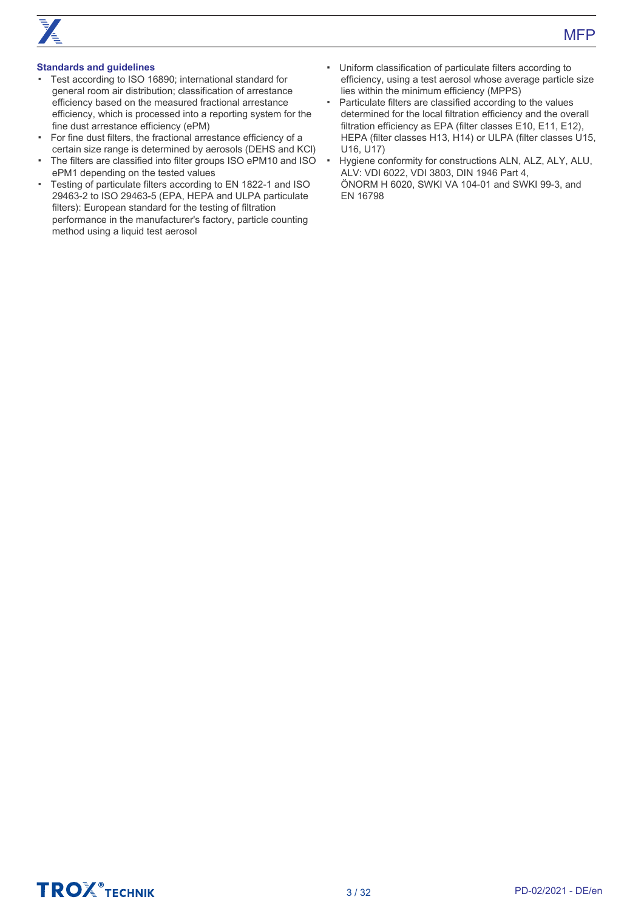**Standards and guidelines**

- Test according to ISO 16890; international standard for general room air distribution; classification of arrestance efficiency based on the measured fractional arrestance efficiency, which is processed into a reporting system for the fine dust arrestance efficiency (ePM)
- For fine dust filters, the fractional arrestance efficiency of a certain size range is determined by aerosols (DEHS and KCl)
- The filters are classified into filter groups ISO ePM10 and ISO ePM1 depending on the tested values
- Testing of particulate filters according to EN 1822-1 and ISO 29463-2 to ISO 29463-5 (EPA, HEPA and ULPA particulate filters): European standard for the testing of filtration performance in the manufacturer's factory, particle counting method using a liquid test aerosol
- Uniform classification of particulate filters according to efficiency, using a test aerosol whose average particle size lies within the minimum efficiency (MPPS)
- Particulate filters are classified according to the values determined for the local filtration efficiency and the overall filtration efficiency as EPA (filter classes E10, E11, E12), HEPA (filter classes H13, H14) or ULPA (filter classes U15, U16, U17)
- Hygiene conformity for constructions ALN, ALZ, ALY, ALU, ALV: VDI 6022, VDI 3803, DIN 1946 Part 4, ÖNORM H 6020, SWKI VA 104-01 and SWKI 99-3, and EN 16798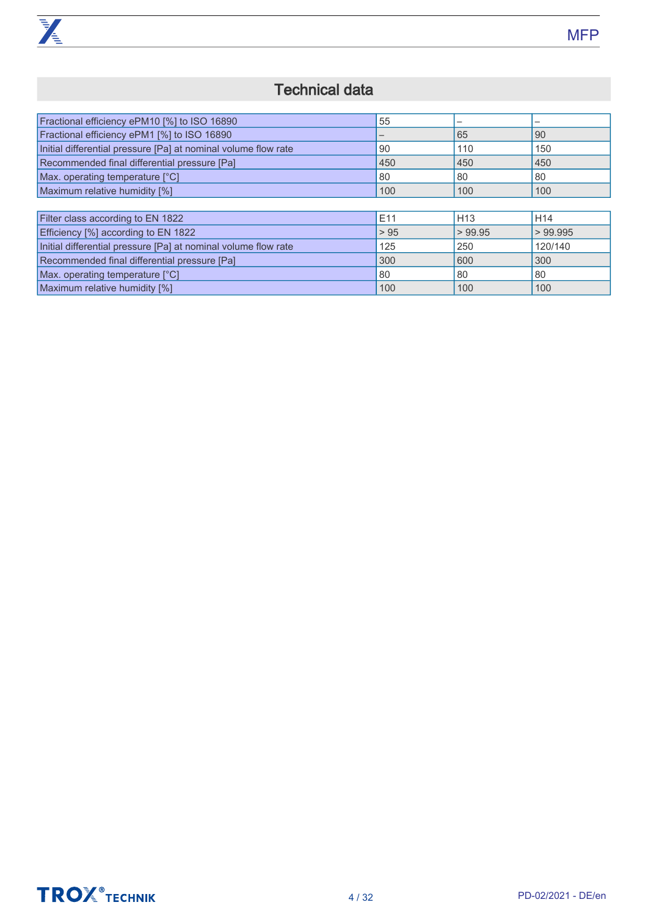## Technical data

| Fractional efficiency ePM10 [%] to ISO 16890 | 55 | – | – |
|---|---|---|---|
| Fractional efficiency ePM1 [%] to ISO 16890 | – | 65 | 90 |
| Initial differential pressure [Pa] at nominal volume flow rate | 90 | 110 | 150 |
| Recommended final differential pressure [Pa] | 450 | 450 | 450 |
| Max. operating temperature [°C] | 80 | 80 | 80 |
| Maximum relative humidity [%] | 100 | 100 | 100 |

| Filter class according to EN 1822 | E11 | H13 | H14 |
|---|---|---|---|
| Efficiency [%] according to EN 1822 | > 95 | > 99.95 | > 99.995 |
| Initial differential pressure [Pa] at nominal volume flow rate | 125 | 250 | 120/140 |
| Recommended final differential pressure [Pa] | 300 | 600 | 300 |
| Max. operating temperature [°C] | 80 | 80 | 80 |
| Maximum relative humidity [%] | 100 | 100 | 100 |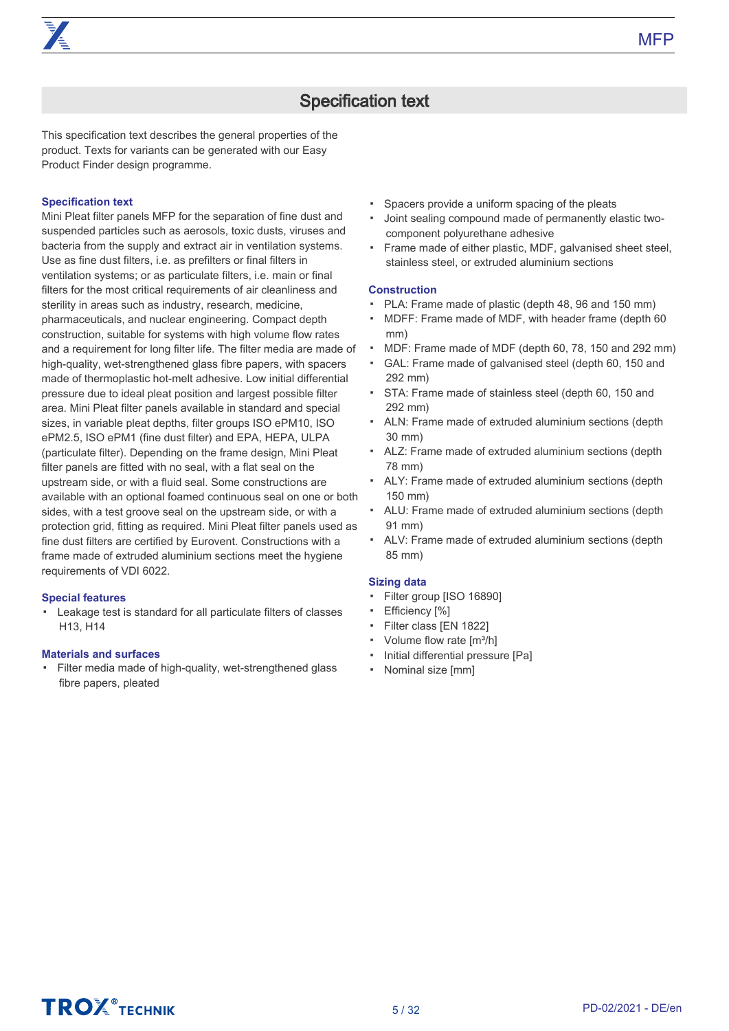# Specification text

This specification text describes the general properties of the product. Texts for variants can be generated with our Easy Product Finder design programme.

### Specification text

Mini Pleat filter panels MFP for the separation of fine dust and suspended particles such as aerosols, toxic dusts, viruses and bacteria from the supply and extract air in ventilation systems. Use as fine dust filters, i.e. as prefilters or final filters in ventilation systems; or as particulate filters, i.e. main or final filters for the most critical requirements of air cleanliness and sterility in areas such as industry, research, medicine, pharmaceuticals, and nuclear engineering. Compact depth construction, suitable for systems with high volume flow rates and a requirement for long filter life. The filter media are made of high-quality, wet-strengthened glass fibre papers, with spacers made of thermoplastic hot-melt adhesive. Low initial differential pressure due to ideal pleat position and largest possible filter area. Mini Pleat filter panels available in standard and special sizes, in variable pleat depths, filter groups ISO ePM10, ISO ePM2.5, ISO ePM1 (fine dust filter) and EPA, HEPA, ULPA (particulate filter). Depending on the frame design, Mini Pleat filter panels are fitted with no seal, with a flat seal on the upstream side, or with a fluid seal. Some constructions are available with an optional foamed continuous seal on one or both sides, with a test groove seal on the upstream side, or with a protection grid, fitting as required. Mini Pleat filter panels used as fine dust filters are certified by Eurovent. Constructions with a frame made of extruded aluminium sections meet the hygiene requirements of VDI 6022.

### Special features

- Leakage test is standard for all particulate filters of classes H13, H14

### Materials and surfaces

- Filter media made of high-quality, wet-strengthened glass fibre papers, pleated
- Spacers provide a uniform spacing of the pleats
- Joint sealing compound made of permanently elastic two-component polyurethane adhesive
- Frame made of either plastic, MDF, galvanised sheet steel, stainless steel, or extruded aluminium sections

### Construction

- PLA: Frame made of plastic (depth 48, 96 and 150 mm)
- MDFF: Frame made of MDF, with header frame (depth 60 mm)
- MDF: Frame made of MDF (depth 60, 78, 150 and 292 mm)
- GAL: Frame made of galvanised steel (depth 60, 150 and 292 mm)
- STA: Frame made of stainless steel (depth 60, 150 and 292 mm)
- ALN: Frame made of extruded aluminium sections (depth 30 mm)
- ALZ: Frame made of extruded aluminium sections (depth 78 mm)
- ALY: Frame made of extruded aluminium sections (depth 150 mm)
- ALU: Frame made of extruded aluminium sections (depth 91 mm)
- ALV: Frame made of extruded aluminium sections (depth 85 mm)

### Sizing data

- Filter group [ISO 16890]
- Efficiency [%]
- Filter class [EN 1822]
- Volume flow rate [m³/h]
- Initial differential pressure [Pa]
- Nominal size [mm]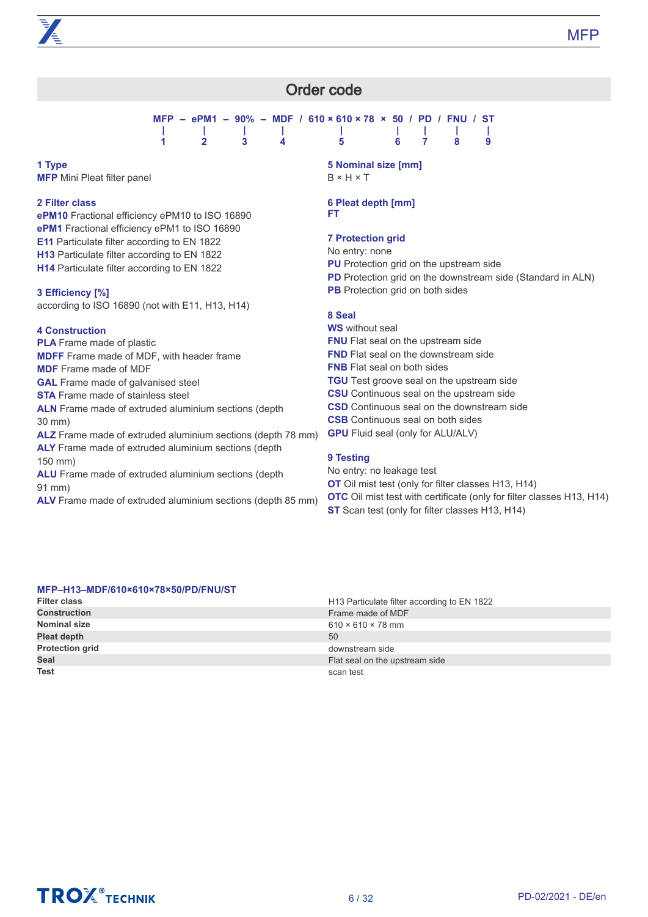## Order code

```
MFP – ePM1 – 90% – MDF / 610 × 610 × 78 × 50 / PD / FNU / ST
 |      |      |      |          |          |    |     |     |
 1      2      3      4          5          6    7     8     9
```

**1 Type**
**MFP** Mini Pleat filter panel

**2 Filter class**
**ePM10** Fractional efficiency ePM10 to ISO 16890
**ePM1** Fractional efficiency ePM1 to ISO 16890
**E11** Particulate filter according to EN 1822
**H13** Particulate filter according to EN 1822
**H14** Particulate filter according to EN 1822

**3 Efficiency [%]**
according to ISO 16890 (not with E11, H13, H14)

**4 Construction**
**PLA** Frame made of plastic
**MDFF** Frame made of MDF, with header frame
**MDF** Frame made of MDF
**GAL** Frame made of galvanised steel
**STA** Frame made of stainless steel
**ALN** Frame made of extruded aluminium sections (depth 30 mm)
**ALZ** Frame made of extruded aluminium sections (depth 78 mm)
**ALY** Frame made of extruded aluminium sections (depth 150 mm)
**ALU** Frame made of extruded aluminium sections (depth 91 mm)
**ALV** Frame made of extruded aluminium sections (depth 85 mm)

**5 Nominal size [mm]**
B × H × T

**6 Pleat depth [mm]**
**FT**

**7 Protection grid**
No entry: none
**PU** Protection grid on the upstream side
**PD** Protection grid on the downstream side (Standard in ALN)
**PB** Protection grid on both sides

**8 Seal**
**WS** without seal
**FNU** Flat seal on the upstream side
**FND** Flat seal on the downstream side
**FNB** Flat seal on both sides
**TGU** Test groove seal on the upstream side
**CSU** Continuous seal on the upstream side
**CSD** Continuous seal on the downstream side
**CSB** Continuous seal on both sides
**GPU** Fluid seal (only for ALU/ALV)

**9 Testing**
No entry: no leakage test
**OT** Oil mist test (only for filter classes H13, H14)
**OTC** Oil mist test with certificate (only for filter classes H13, H14)
**ST** Scan test (only for filter classes H13, H14)

**MFP–H13–MDF/610×610×78×50/PD/FNU/ST**

| | |
|---|---|
| **Filter class** | H13 Particulate filter according to EN 1822 |
| **Construction** | Frame made of MDF |
| **Nominal size** | 610 × 610 × 78 mm |
| **Pleat depth** | 50 |
| **Protection grid** | downstream side |
| **Seal** | Flat seal on the upstream side |
| **Test** | scan test |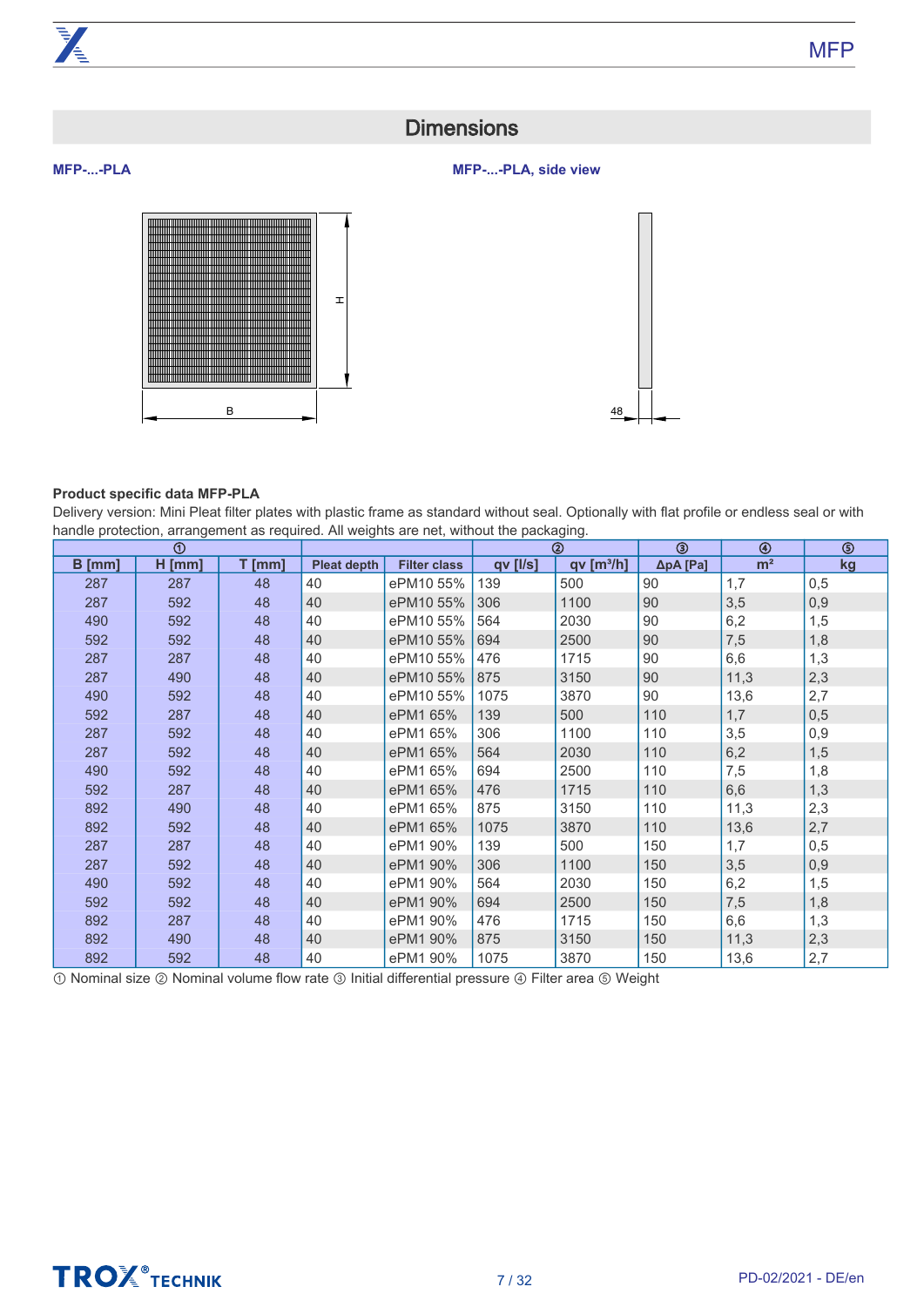## Dimensions

**MFP-...-PLA**

**MFP-...-PLA, side view**

H

B

48

**Product specific data MFP-PLA**

Delivery version: Mini Pleat filter plates with plastic frame as standard without seal. Optionally with flat profile or endless seal or with handle protection, arrangement as required. All weights are net, without the packaging.

| ① | | | | | ② | | ③ | ④ | ⑤ |
|---|---|---|---|---|---|---|---|---|---|
| B [mm] | H [mm] | T [mm] | Pleat depth | Filter class | qv [l/s] | qv [m³/h] | ΔpA [Pa] | m² | kg |
| 287 | 287 | 48 | 40 | ePM10 55% | 139 | 500 | 90 | 1,7 | 0,5 |
| 287 | 592 | 48 | 40 | ePM10 55% | 306 | 1100 | 90 | 3,5 | 0,9 |
| 490 | 592 | 48 | 40 | ePM10 55% | 564 | 2030 | 90 | 6,2 | 1,5 |
| 592 | 592 | 48 | 40 | ePM10 55% | 694 | 2500 | 90 | 7,5 | 1,8 |
| 287 | 287 | 48 | 40 | ePM10 55% | 476 | 1715 | 90 | 6,6 | 1,3 |
| 287 | 490 | 48 | 40 | ePM10 55% | 875 | 3150 | 90 | 11,3 | 2,3 |
| 490 | 592 | 48 | 40 | ePM10 55% | 1075 | 3870 | 90 | 13,6 | 2,7 |
| 592 | 287 | 48 | 40 | ePM1 65% | 139 | 500 | 110 | 1,7 | 0,5 |
| 287 | 592 | 48 | 40 | ePM1 65% | 306 | 1100 | 110 | 3,5 | 0,9 |
| 287 | 592 | 48 | 40 | ePM1 65% | 564 | 2030 | 110 | 6,2 | 1,5 |
| 490 | 592 | 48 | 40 | ePM1 65% | 694 | 2500 | 110 | 7,5 | 1,8 |
| 592 | 287 | 48 | 40 | ePM1 65% | 476 | 1715 | 110 | 6,6 | 1,3 |
| 892 | 490 | 48 | 40 | ePM1 65% | 875 | 3150 | 110 | 11,3 | 2,3 |
| 892 | 592 | 48 | 40 | ePM1 65% | 1075 | 3870 | 110 | 13,6 | 2,7 |
| 287 | 287 | 48 | 40 | ePM1 90% | 139 | 500 | 150 | 1,7 | 0,5 |
| 287 | 592 | 48 | 40 | ePM1 90% | 306 | 1100 | 150 | 3,5 | 0,9 |
| 490 | 592 | 48 | 40 | ePM1 90% | 564 | 2030 | 150 | 6,2 | 1,5 |
| 592 | 592 | 48 | 40 | ePM1 90% | 694 | 2500 | 150 | 7,5 | 1,8 |
| 892 | 287 | 48 | 40 | ePM1 90% | 476 | 1715 | 150 | 6,6 | 1,3 |
| 892 | 490 | 48 | 40 | ePM1 90% | 875 | 3150 | 150 | 11,3 | 2,3 |
| 892 | 592 | 48 | 40 | ePM1 90% | 1075 | 3870 | 150 | 13,6 | 2,7 |

① Nominal size ② Nominal volume flow rate ③ Initial differential pressure ④ Filter area ⑤ Weight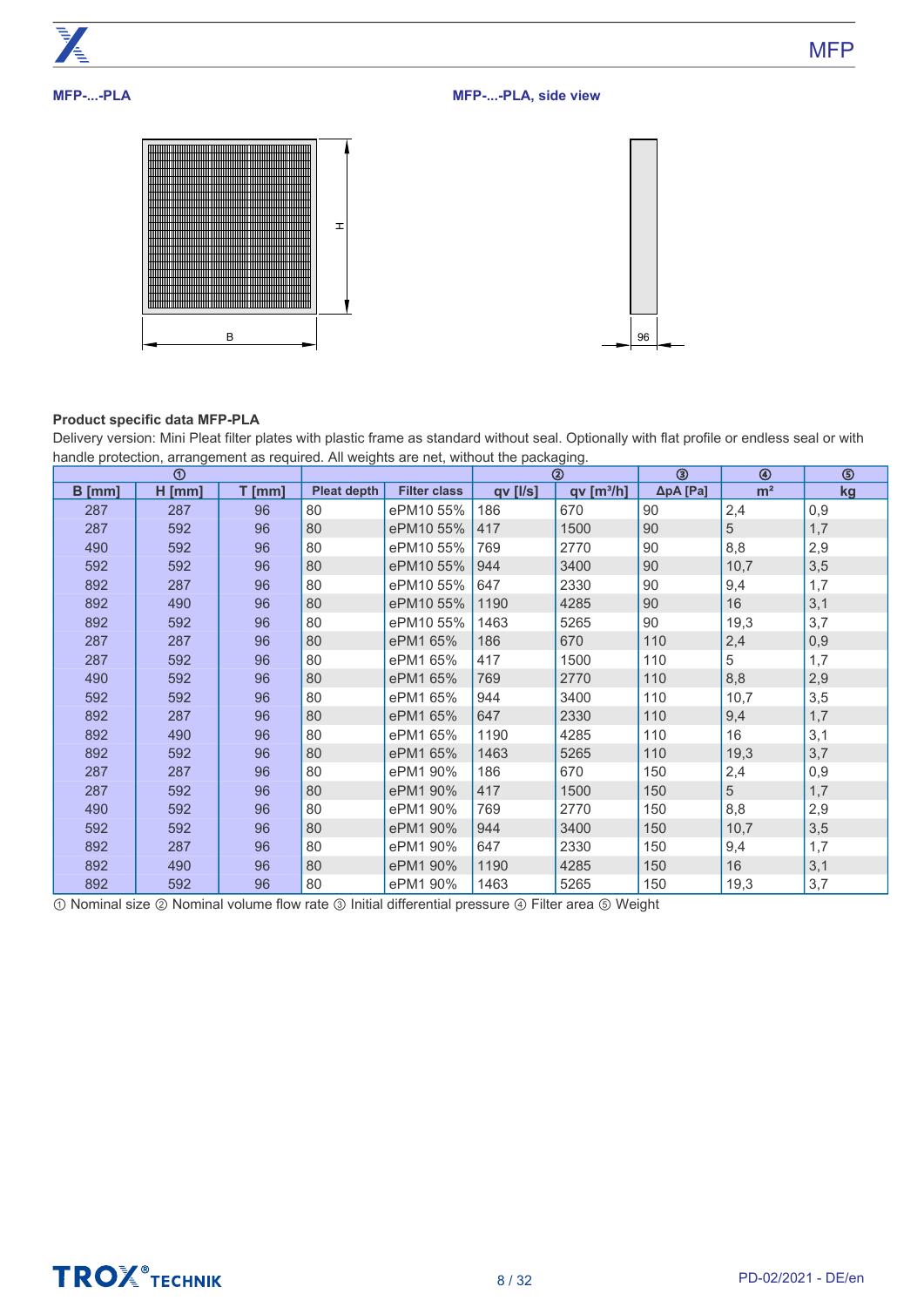**MFP-...-PLA**

**MFP-...-PLA, side view**

H

B

96

### Product specific data MFP-PLA

Delivery version: Mini Pleat filter plates with plastic frame as standard without seal. Optionally with flat profile or endless seal or with handle protection, arrangement as required. All weights are net, without the packaging.

| ① | | | | | ② | | ③ | ④ | ⑤ |
|---|---|---|---|---|---|---|---|---|---|
| B [mm] | H [mm] | T [mm] | Pleat depth | Filter class | qv [l/s] | qv [m³/h] | ΔpA [Pa] | m² | kg |
| 287 | 287 | 96 | 80 | ePM10 55% | 186 | 670 | 90 | 2,4 | 0,9 |
| 287 | 592 | 96 | 80 | ePM10 55% | 417 | 1500 | 90 | 5 | 1,7 |
| 490 | 592 | 96 | 80 | ePM10 55% | 769 | 2770 | 90 | 8,8 | 2,9 |
| 592 | 592 | 96 | 80 | ePM10 55% | 944 | 3400 | 90 | 10,7 | 3,5 |
| 892 | 287 | 96 | 80 | ePM10 55% | 647 | 2330 | 90 | 9,4 | 1,7 |
| 892 | 490 | 96 | 80 | ePM10 55% | 1190 | 4285 | 90 | 16 | 3,1 |
| 892 | 592 | 96 | 80 | ePM10 55% | 1463 | 5265 | 90 | 19,3 | 3,7 |
| 287 | 287 | 96 | 80 | ePM1 65% | 186 | 670 | 110 | 2,4 | 0,9 |
| 287 | 592 | 96 | 80 | ePM1 65% | 417 | 1500 | 110 | 5 | 1,7 |
| 490 | 592 | 96 | 80 | ePM1 65% | 769 | 2770 | 110 | 8,8 | 2,9 |
| 592 | 592 | 96 | 80 | ePM1 65% | 944 | 3400 | 110 | 10,7 | 3,5 |
| 892 | 287 | 96 | 80 | ePM1 65% | 647 | 2330 | 110 | 9,4 | 1,7 |
| 892 | 490 | 96 | 80 | ePM1 65% | 1190 | 4285 | 110 | 16 | 3,1 |
| 892 | 592 | 96 | 80 | ePM1 65% | 1463 | 5265 | 110 | 19,3 | 3,7 |
| 287 | 287 | 96 | 80 | ePM1 90% | 186 | 670 | 150 | 2,4 | 0,9 |
| 287 | 592 | 96 | 80 | ePM1 90% | 417 | 1500 | 150 | 5 | 1,7 |
| 490 | 592 | 96 | 80 | ePM1 90% | 769 | 2770 | 150 | 8,8 | 2,9 |
| 592 | 592 | 96 | 80 | ePM1 90% | 944 | 3400 | 150 | 10,7 | 3,5 |
| 892 | 287 | 96 | 80 | ePM1 90% | 647 | 2330 | 150 | 9,4 | 1,7 |
| 892 | 490 | 96 | 80 | ePM1 90% | 1190 | 4285 | 150 | 16 | 3,1 |
| 892 | 592 | 96 | 80 | ePM1 90% | 1463 | 5265 | 150 | 19,3 | 3,7 |

① Nominal size ② Nominal volume flow rate ③ Initial differential pressure ④ Filter area ⑤ Weight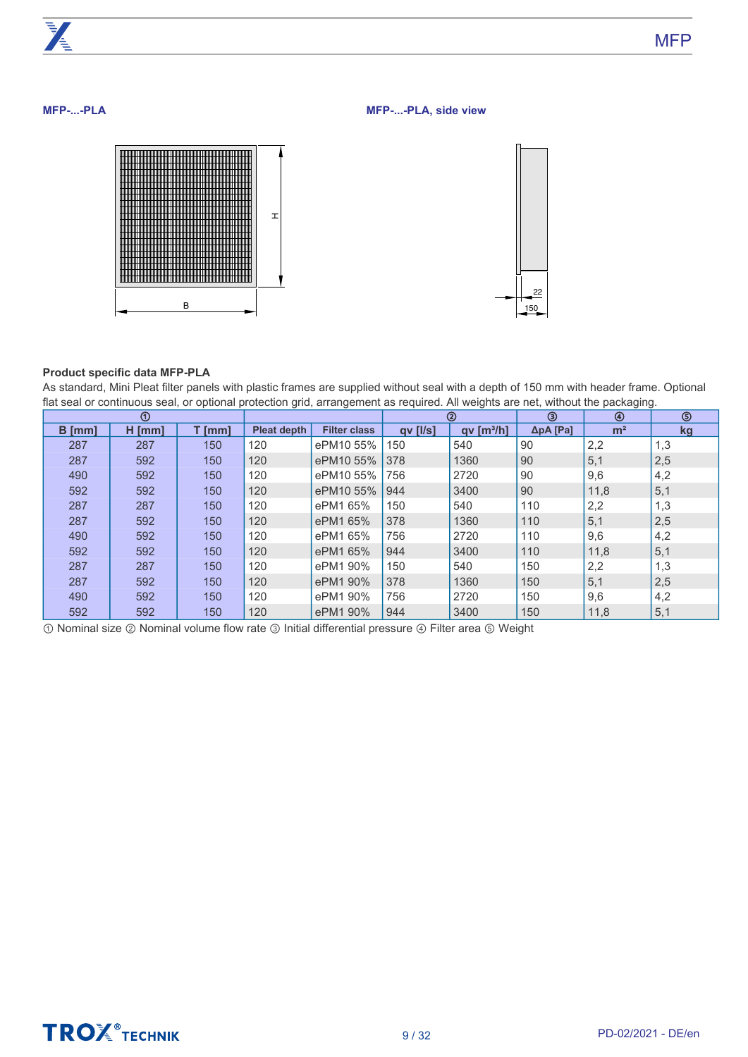**MFP-...-PLA**

**MFP-...-PLA, side view**

### Product specific data MFP-PLA

As standard, Mini Pleat filter panels with plastic frames are supplied without seal with a depth of 150 mm with header frame. Optional flat seal or continuous seal, or optional protection grid, arrangement as required. All weights are net, without the packaging.

| ① | | | | | ② | | ③ | ④ | ⑤ |
|---|---|---|---|---|---|---|---|---|---|
| B [mm] | H [mm] | T [mm] | Pleat depth | Filter class | qv [l/s] | qv [m³/h] | ΔpA [Pa] | m² | kg |
| 287 | 287 | 150 | 120 | ePM10 55% | 150 | 540 | 90 | 2,2 | 1,3 |
| 287 | 592 | 150 | 120 | ePM10 55% | 378 | 1360 | 90 | 5,1 | 2,5 |
| 490 | 592 | 150 | 120 | ePM10 55% | 756 | 2720 | 90 | 9,6 | 4,2 |
| 592 | 592 | 150 | 120 | ePM10 55% | 944 | 3400 | 90 | 11,8 | 5,1 |
| 287 | 287 | 150 | 120 | ePM1 65% | 150 | 540 | 110 | 2,2 | 1,3 |
| 287 | 592 | 150 | 120 | ePM1 65% | 378 | 1360 | 110 | 5,1 | 2,5 |
| 490 | 592 | 150 | 120 | ePM1 65% | 756 | 2720 | 110 | 9,6 | 4,2 |
| 592 | 592 | 150 | 120 | ePM1 65% | 944 | 3400 | 110 | 11,8 | 5,1 |
| 287 | 287 | 150 | 120 | ePM1 90% | 150 | 540 | 150 | 2,2 | 1,3 |
| 287 | 592 | 150 | 120 | ePM1 90% | 378 | 1360 | 150 | 5,1 | 2,5 |
| 490 | 592 | 150 | 120 | ePM1 90% | 756 | 2720 | 150 | 9,6 | 4,2 |
| 592 | 592 | 150 | 120 | ePM1 90% | 944 | 3400 | 150 | 11,8 | 5,1 |

① Nominal size ② Nominal volume flow rate ③ Initial differential pressure ④ Filter area ⑤ Weight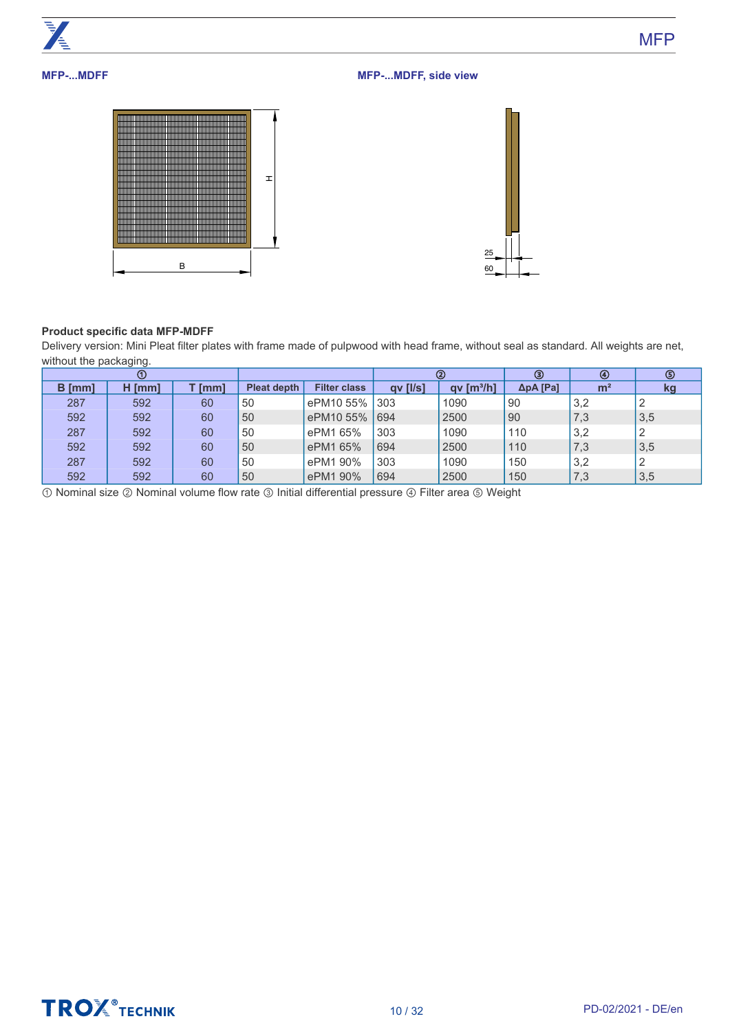**MFP-...MDFF**

**MFP-...MDFF, side view**

### Product specific data MFP-MDFF

Delivery version: Mini Pleat filter plates with frame made of pulpwood with head frame, without seal as standard. All weights are net, without the packaging.

| ① | | | | | ② | | ③ | ④ | ⑤ |
|---|---|---|---|---|---|---|---|---|---|
| B [mm] | H [mm] | T [mm] | Pleat depth | Filter class | qv [l/s] | qv [m³/h] | ΔpA [Pa] | m² | kg |
| 287 | 592 | 60 | 50 | ePM10 55% | 303 | 1090 | 90 | 3,2 | 2 |
| 592 | 592 | 60 | 50 | ePM10 55% | 694 | 2500 | 90 | 7,3 | 3,5 |
| 287 | 592 | 60 | 50 | ePM1 65% | 303 | 1090 | 110 | 3,2 | 2 |
| 592 | 592 | 60 | 50 | ePM1 65% | 694 | 2500 | 110 | 7,3 | 3,5 |
| 287 | 592 | 60 | 50 | ePM1 90% | 303 | 1090 | 150 | 3,2 | 2 |
| 592 | 592 | 60 | 50 | ePM1 90% | 694 | 2500 | 150 | 7,3 | 3,5 |

① Nominal size ② Nominal volume flow rate ③ Initial differential pressure ④ Filter area ⑤ Weight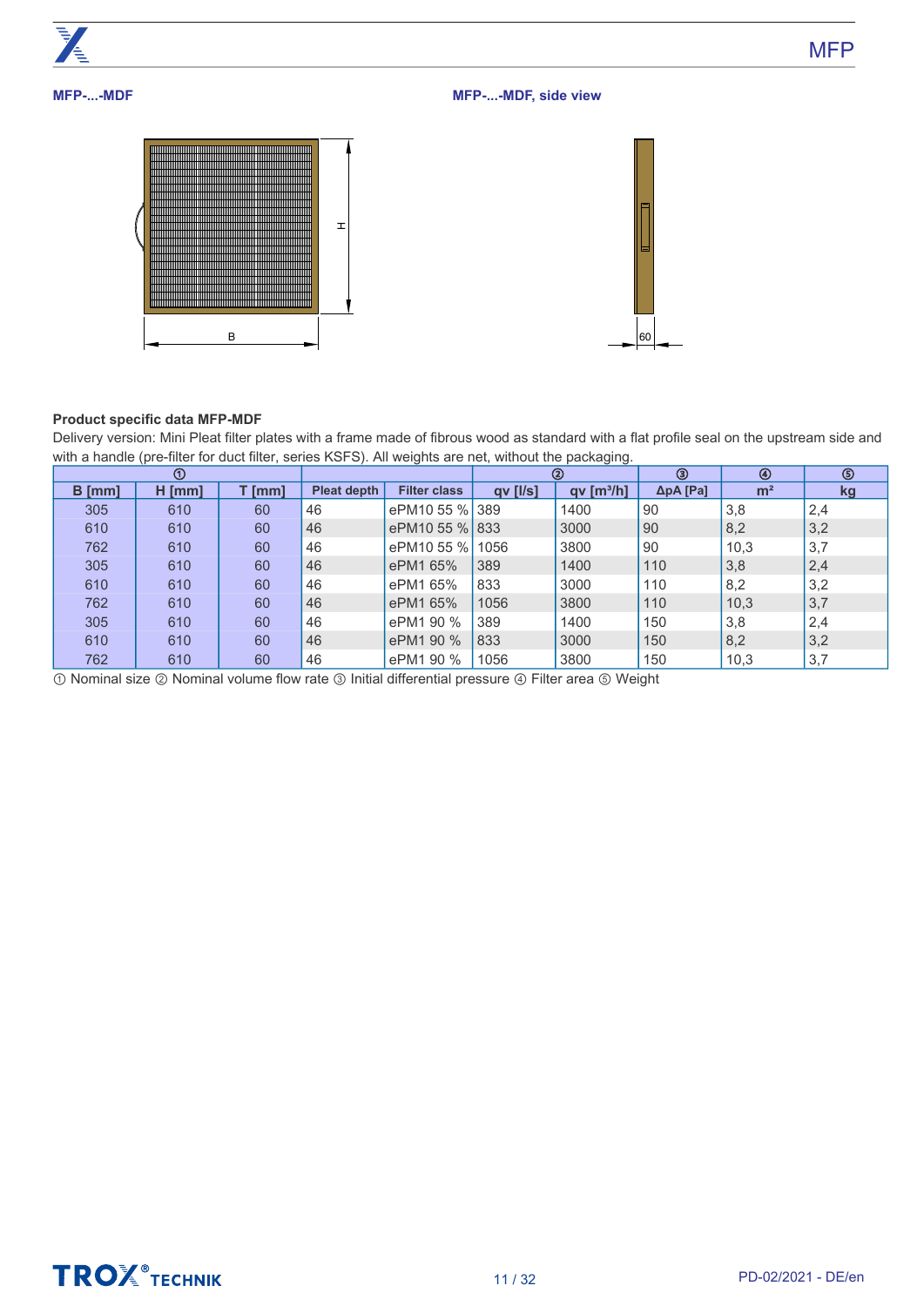**MFP-...-MDF**

**MFP-...-MDF, side view**

B

H

60

**Product specific data MFP-MDF**

Delivery version: Mini Pleat filter plates with a frame made of fibrous wood as standard with a flat profile seal on the upstream side and with a handle (pre-filter for duct filter, series KSFS). All weights are net, without the packaging.

| ① | | | | | ② | | ③ | ④ | ⑤ |
|---|---|---|---|---|---|---|---|---|---|
| B [mm] | H [mm] | T [mm] | Pleat depth | Filter class | qv [l/s] | qv [m³/h] | ΔpA [Pa] | m² | kg |
| 305 | 610 | 60 | 46 | ePM10 55 % | 389 | 1400 | 90 | 3,8 | 2,4 |
| 610 | 610 | 60 | 46 | ePM10 55 % | 833 | 3000 | 90 | 8,2 | 3,2 |
| 762 | 610 | 60 | 46 | ePM10 55 % | 1056 | 3800 | 90 | 10,3 | 3,7 |
| 305 | 610 | 60 | 46 | ePM1 65% | 389 | 1400 | 110 | 3,8 | 2,4 |
| 610 | 610 | 60 | 46 | ePM1 65% | 833 | 3000 | 110 | 8,2 | 3,2 |
| 762 | 610 | 60 | 46 | ePM1 65% | 1056 | 3800 | 110 | 10,3 | 3,7 |
| 305 | 610 | 60 | 46 | ePM1 90 % | 389 | 1400 | 150 | 3,8 | 2,4 |
| 610 | 610 | 60 | 46 | ePM1 90 % | 833 | 3000 | 150 | 8,2 | 3,2 |
| 762 | 610 | 60 | 46 | ePM1 90 % | 1056 | 3800 | 150 | 10,3 | 3,7 |

① Nominal size ② Nominal volume flow rate ③ Initial differential pressure ④ Filter area ⑤ Weight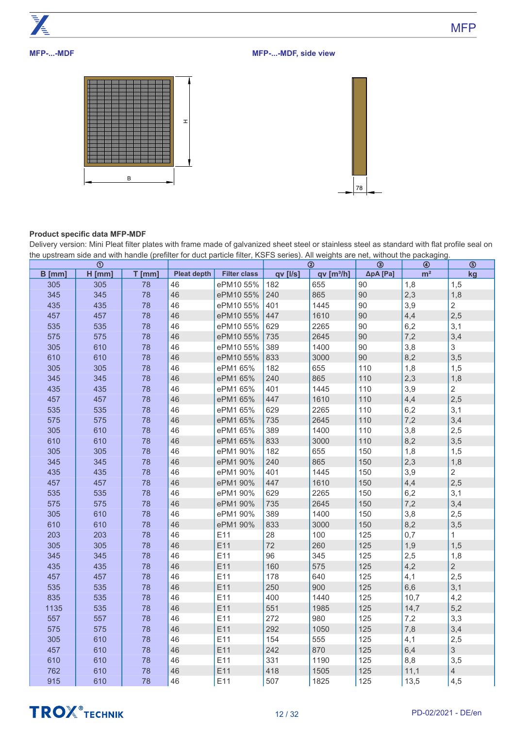MFP-...-MDF

MFP-...-MDF, side view

H

B

78

**Product specific data MFP-MDF**

Delivery version: Mini Pleat filter plates with frame made of galvanized sheet steel or stainless steel as standard with flat profile seal on the upstream side and with handle (prefilter for duct particle filter, KSFS series). All weights are net, without the packaging.

| ① | | | | | ② | | ③ | ④ | ⑤ |
|---|---|---|---|---|---|---|---|---|---|
| B [mm] | H [mm] | T [mm] | Pleat depth | Filter class | qv [l/s] | qv [m³/h] | ΔpA [Pa] | m² | kg |
| 305 | 305 | 78 | 46 | ePM10 55% | 182 | 655 | 90 | 1,8 | 1,5 |
| 345 | 345 | 78 | 46 | ePM10 55% | 240 | 865 | 90 | 2,3 | 1,8 |
| 435 | 435 | 78 | 46 | ePM10 55% | 401 | 1445 | 90 | 3,9 | 2 |
| 457 | 457 | 78 | 46 | ePM10 55% | 447 | 1610 | 90 | 4,4 | 2,5 |
| 535 | 535 | 78 | 46 | ePM10 55% | 629 | 2265 | 90 | 6,2 | 3,1 |
| 575 | 575 | 78 | 46 | ePM10 55% | 735 | 2645 | 90 | 7,2 | 3,4 |
| 305 | 610 | 78 | 46 | ePM10 55% | 389 | 1400 | 90 | 3,8 | 3 |
| 610 | 610 | 78 | 46 | ePM10 55% | 833 | 3000 | 90 | 8,2 | 3,5 |
| 305 | 305 | 78 | 46 | ePM1 65% | 182 | 655 | 110 | 1,8 | 1,5 |
| 345 | 345 | 78 | 46 | ePM1 65% | 240 | 865 | 110 | 2,3 | 1,8 |
| 435 | 435 | 78 | 46 | ePM1 65% | 401 | 1445 | 110 | 3,9 | 2 |
| 457 | 457 | 78 | 46 | ePM1 65% | 447 | 1610 | 110 | 4,4 | 2,5 |
| 535 | 535 | 78 | 46 | ePM1 65% | 629 | 2265 | 110 | 6,2 | 3,1 |
| 575 | 575 | 78 | 46 | ePM1 65% | 735 | 2645 | 110 | 7,2 | 3,4 |
| 305 | 610 | 78 | 46 | ePM1 65% | 389 | 1400 | 110 | 3,8 | 2,5 |
| 610 | 610 | 78 | 46 | ePM1 65% | 833 | 3000 | 110 | 8,2 | 3,5 |
| 305 | 305 | 78 | 46 | ePM1 90% | 182 | 655 | 150 | 1,8 | 1,5 |
| 345 | 345 | 78 | 46 | ePM1 90% | 240 | 865 | 150 | 2,3 | 1,8 |
| 435 | 435 | 78 | 46 | ePM1 90% | 401 | 1445 | 150 | 3,9 | 2 |
| 457 | 457 | 78 | 46 | ePM1 90% | 447 | 1610 | 150 | 4,4 | 2,5 |
| 535 | 535 | 78 | 46 | ePM1 90% | 629 | 2265 | 150 | 6,2 | 3,1 |
| 575 | 575 | 78 | 46 | ePM1 90% | 735 | 2645 | 150 | 7,2 | 3,4 |
| 305 | 610 | 78 | 46 | ePM1 90% | 389 | 1400 | 150 | 3,8 | 2,5 |
| 610 | 610 | 78 | 46 | ePM1 90% | 833 | 3000 | 150 | 8,2 | 3,5 |
| 203 | 203 | 78 | 46 | E11 | 28 | 100 | 125 | 0,7 | 1 |
| 305 | 305 | 78 | 46 | E11 | 72 | 260 | 125 | 1,9 | 1,5 |
| 345 | 345 | 78 | 46 | E11 | 96 | 345 | 125 | 2,5 | 1,8 |
| 435 | 435 | 78 | 46 | E11 | 160 | 575 | 125 | 4,2 | 2 |
| 457 | 457 | 78 | 46 | E11 | 178 | 640 | 125 | 4,1 | 2,5 |
| 535 | 535 | 78 | 46 | E11 | 250 | 900 | 125 | 6,6 | 3,1 |
| 835 | 535 | 78 | 46 | E11 | 400 | 1440 | 125 | 10,7 | 4,2 |
| 1135 | 535 | 78 | 46 | E11 | 551 | 1985 | 125 | 14,7 | 5,2 |
| 557 | 557 | 78 | 46 | E11 | 272 | 980 | 125 | 7,2 | 3,3 |
| 575 | 575 | 78 | 46 | E11 | 292 | 1050 | 125 | 7,8 | 3,4 |
| 305 | 610 | 78 | 46 | E11 | 154 | 555 | 125 | 4,1 | 2,5 |
| 457 | 610 | 78 | 46 | E11 | 242 | 870 | 125 | 6,4 | 3 |
| 610 | 610 | 78 | 46 | E11 | 331 | 1190 | 125 | 8,8 | 3,5 |
| 762 | 610 | 78 | 46 | E11 | 418 | 1505 | 125 | 11,1 | 4 |
| 915 | 610 | 78 | 46 | E11 | 507 | 1825 | 125 | 13,5 | 4,5 |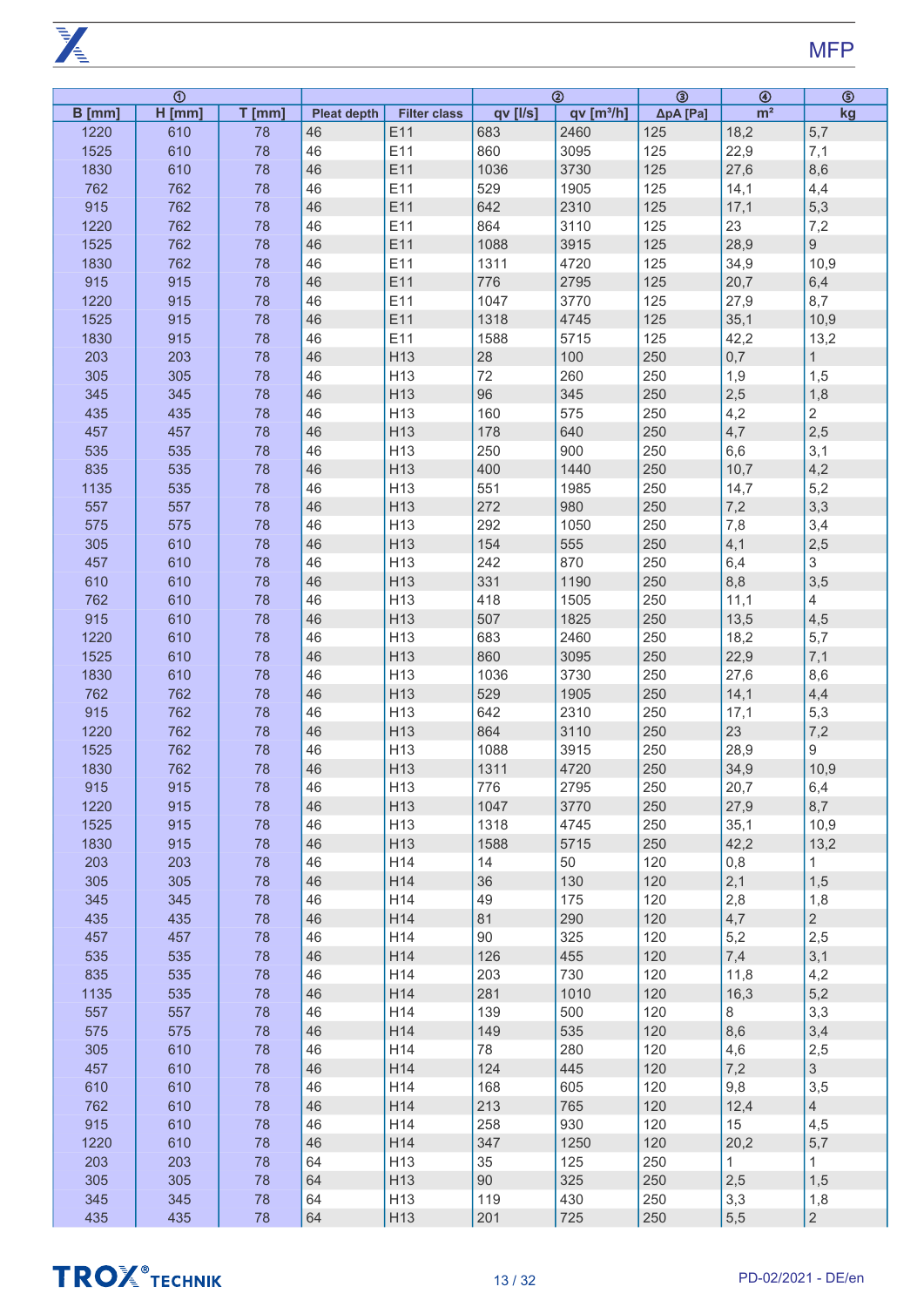| ① | | | | | ② | | ③ | ④ | ⑤ |
|---|---|---|---|---|---|---|---|---|---|
| B [mm] | H [mm] | T [mm] | Pleat depth | Filter class | qv [l/s] | qv [m³/h] | ΔpA [Pa] | m² | kg |
| 1220 | 610 | 78 | 46 | E11 | 683 | 2460 | 125 | 18,2 | 5,7 |
| 1525 | 610 | 78 | 46 | E11 | 860 | 3095 | 125 | 22,9 | 7,1 |
| 1830 | 610 | 78 | 46 | E11 | 1036 | 3730 | 125 | 27,6 | 8,6 |
| 762 | 762 | 78 | 46 | E11 | 529 | 1905 | 125 | 14,1 | 4,4 |
| 915 | 762 | 78 | 46 | E11 | 642 | 2310 | 125 | 17,1 | 5,3 |
| 1220 | 762 | 78 | 46 | E11 | 864 | 3110 | 125 | 23 | 7,2 |
| 1525 | 762 | 78 | 46 | E11 | 1088 | 3915 | 125 | 28,9 | 9 |
| 1830 | 762 | 78 | 46 | E11 | 1311 | 4720 | 125 | 34,9 | 10,9 |
| 915 | 915 | 78 | 46 | E11 | 776 | 2795 | 125 | 20,7 | 6,4 |
| 1220 | 915 | 78 | 46 | E11 | 1047 | 3770 | 125 | 27,9 | 8,7 |
| 1525 | 915 | 78 | 46 | E11 | 1318 | 4745 | 125 | 35,1 | 10,9 |
| 1830 | 915 | 78 | 46 | E11 | 1588 | 5715 | 125 | 42,2 | 13,2 |
| 203 | 203 | 78 | 46 | H13 | 28 | 100 | 250 | 0,7 | 1 |
| 305 | 305 | 78 | 46 | H13 | 72 | 260 | 250 | 1,9 | 1,5 |
| 345 | 345 | 78 | 46 | H13 | 96 | 345 | 250 | 2,5 | 1,8 |
| 435 | 435 | 78 | 46 | H13 | 160 | 575 | 250 | 4,2 | 2 |
| 457 | 457 | 78 | 46 | H13 | 178 | 640 | 250 | 4,7 | 2,5 |
| 535 | 535 | 78 | 46 | H13 | 250 | 900 | 250 | 6,6 | 3,1 |
| 835 | 535 | 78 | 46 | H13 | 400 | 1440 | 250 | 10,7 | 4,2 |
| 1135 | 535 | 78 | 46 | H13 | 551 | 1985 | 250 | 14,7 | 5,2 |
| 557 | 557 | 78 | 46 | H13 | 272 | 980 | 250 | 7,2 | 3,3 |
| 575 | 575 | 78 | 46 | H13 | 292 | 1050 | 250 | 7,8 | 3,4 |
| 305 | 610 | 78 | 46 | H13 | 154 | 555 | 250 | 4,1 | 2,5 |
| 457 | 610 | 78 | 46 | H13 | 242 | 870 | 250 | 6,4 | 3 |
| 610 | 610 | 78 | 46 | H13 | 331 | 1190 | 250 | 8,8 | 3,5 |
| 762 | 610 | 78 | 46 | H13 | 418 | 1505 | 250 | 11,1 | 4 |
| 915 | 610 | 78 | 46 | H13 | 507 | 1825 | 250 | 13,5 | 4,5 |
| 1220 | 610 | 78 | 46 | H13 | 683 | 2460 | 250 | 18,2 | 5,7 |
| 1525 | 610 | 78 | 46 | H13 | 860 | 3095 | 250 | 22,9 | 7,1 |
| 1830 | 610 | 78 | 46 | H13 | 1036 | 3730 | 250 | 27,6 | 8,6 |
| 762 | 762 | 78 | 46 | H13 | 529 | 1905 | 250 | 14,1 | 4,4 |
| 915 | 762 | 78 | 46 | H13 | 642 | 2310 | 250 | 17,1 | 5,3 |
| 1220 | 762 | 78 | 46 | H13 | 864 | 3110 | 250 | 23 | 7,2 |
| 1525 | 762 | 78 | 46 | H13 | 1088 | 3915 | 250 | 28,9 | 9 |
| 1830 | 762 | 78 | 46 | H13 | 1311 | 4720 | 250 | 34,9 | 10,9 |
| 915 | 915 | 78 | 46 | H13 | 776 | 2795 | 250 | 20,7 | 6,4 |
| 1220 | 915 | 78 | 46 | H13 | 1047 | 3770 | 250 | 27,9 | 8,7 |
| 1525 | 915 | 78 | 46 | H13 | 1318 | 4745 | 250 | 35,1 | 10,9 |
| 1830 | 915 | 78 | 46 | H13 | 1588 | 5715 | 250 | 42,2 | 13,2 |
| 203 | 203 | 78 | 46 | H14 | 14 | 50 | 120 | 0,8 | 1 |
| 305 | 305 | 78 | 46 | H14 | 36 | 130 | 120 | 2,1 | 1,5 |
| 345 | 345 | 78 | 46 | H14 | 49 | 175 | 120 | 2,8 | 1,8 |
| 435 | 435 | 78 | 46 | H14 | 81 | 290 | 120 | 4,7 | 2 |
| 457 | 457 | 78 | 46 | H14 | 90 | 325 | 120 | 5,2 | 2,5 |
| 535 | 535 | 78 | 46 | H14 | 126 | 455 | 120 | 7,4 | 3,1 |
| 835 | 535 | 78 | 46 | H14 | 203 | 730 | 120 | 11,8 | 4,2 |
| 1135 | 535 | 78 | 46 | H14 | 281 | 1010 | 120 | 16,3 | 5,2 |
| 557 | 557 | 78 | 46 | H14 | 139 | 500 | 120 | 8 | 3,3 |
| 575 | 575 | 78 | 46 | H14 | 149 | 535 | 120 | 8,6 | 3,4 |
| 305 | 610 | 78 | 46 | H14 | 78 | 280 | 120 | 4,6 | 2,5 |
| 457 | 610 | 78 | 46 | H14 | 124 | 445 | 120 | 7,2 | 3 |
| 610 | 610 | 78 | 46 | H14 | 168 | 605 | 120 | 9,8 | 3,5 |
| 762 | 610 | 78 | 46 | H14 | 213 | 765 | 120 | 12,4 | 4 |
| 915 | 610 | 78 | 46 | H14 | 258 | 930 | 120 | 15 | 4,5 |
| 1220 | 610 | 78 | 46 | H14 | 347 | 1250 | 120 | 20,2 | 5,7 |
| 203 | 203 | 78 | 64 | H13 | 35 | 125 | 250 | 1 | 1 |
| 305 | 305 | 78 | 64 | H13 | 90 | 325 | 250 | 2,5 | 1,5 |
| 345 | 345 | 78 | 64 | H13 | 119 | 430 | 250 | 3,3 | 1,8 |
| 435 | 435 | 78 | 64 | H13 | 201 | 725 | 250 | 5,5 | 2 |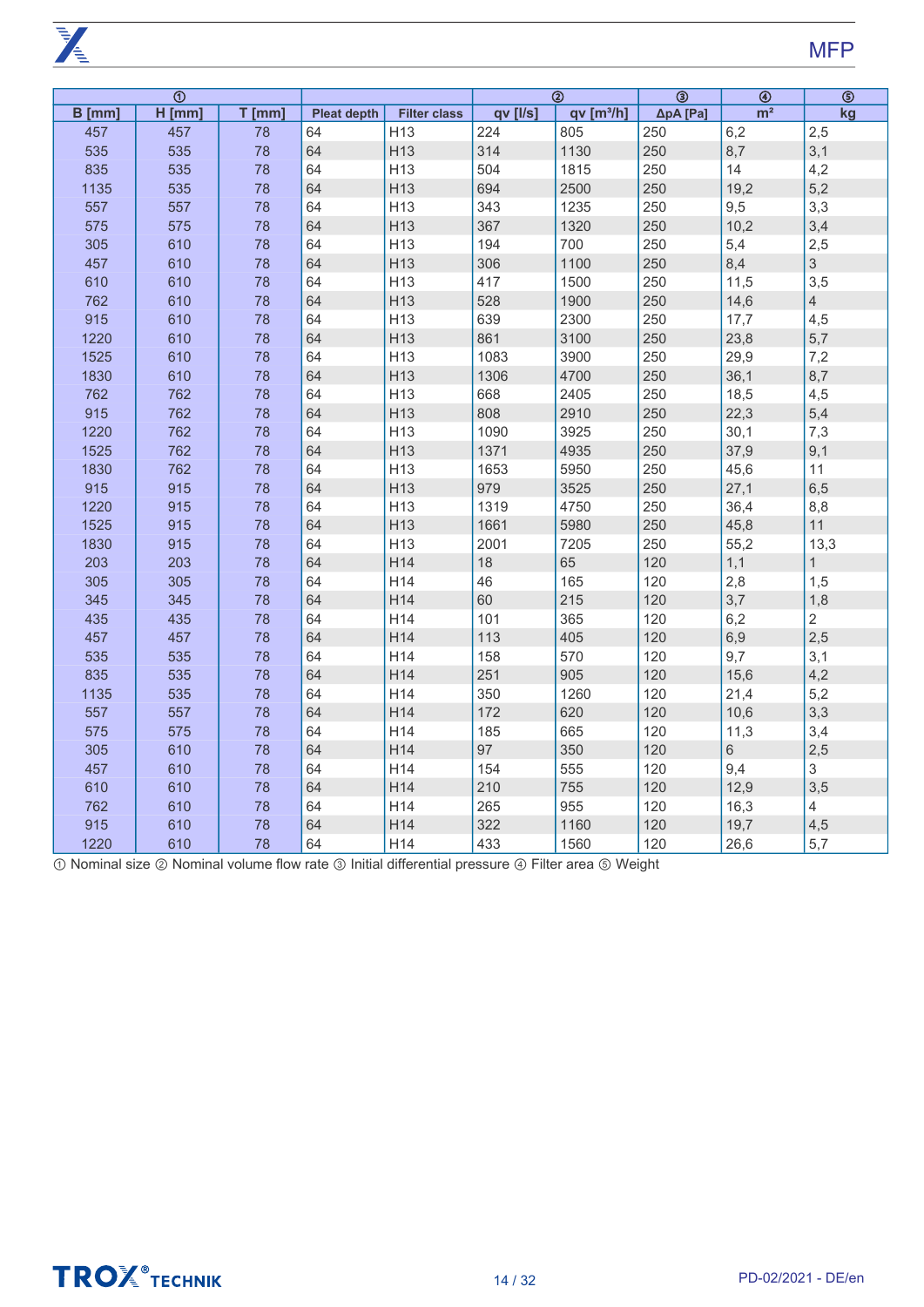| ① | | | | | ② | | ③ | ④ | ⑤ |
|---|---|---|---|---|---|---|---|---|---|
| B [mm] | H [mm] | T [mm] | Pleat depth | Filter class | qv [l/s] | qv [m³/h] | ΔpA [Pa] | m² | kg |
| 457 | 457 | 78 | 64 | H13 | 224 | 805 | 250 | 6,2 | 2,5 |
| 535 | 535 | 78 | 64 | H13 | 314 | 1130 | 250 | 8,7 | 3,1 |
| 835 | 535 | 78 | 64 | H13 | 504 | 1815 | 250 | 14 | 4,2 |
| 1135 | 535 | 78 | 64 | H13 | 694 | 2500 | 250 | 19,2 | 5,2 |
| 557 | 557 | 78 | 64 | H13 | 343 | 1235 | 250 | 9,5 | 3,3 |
| 575 | 575 | 78 | 64 | H13 | 367 | 1320 | 250 | 10,2 | 3,4 |
| 305 | 610 | 78 | 64 | H13 | 194 | 700 | 250 | 5,4 | 2,5 |
| 457 | 610 | 78 | 64 | H13 | 306 | 1100 | 250 | 8,4 | 3 |
| 610 | 610 | 78 | 64 | H13 | 417 | 1500 | 250 | 11,5 | 3,5 |
| 762 | 610 | 78 | 64 | H13 | 528 | 1900 | 250 | 14,6 | 4 |
| 915 | 610 | 78 | 64 | H13 | 639 | 2300 | 250 | 17,7 | 4,5 |
| 1220 | 610 | 78 | 64 | H13 | 861 | 3100 | 250 | 23,8 | 5,7 |
| 1525 | 610 | 78 | 64 | H13 | 1083 | 3900 | 250 | 29,9 | 7,2 |
| 1830 | 610 | 78 | 64 | H13 | 1306 | 4700 | 250 | 36,1 | 8,7 |
| 762 | 762 | 78 | 64 | H13 | 668 | 2405 | 250 | 18,5 | 4,5 |
| 915 | 762 | 78 | 64 | H13 | 808 | 2910 | 250 | 22,3 | 5,4 |
| 1220 | 762 | 78 | 64 | H13 | 1090 | 3925 | 250 | 30,1 | 7,3 |
| 1525 | 762 | 78 | 64 | H13 | 1371 | 4935 | 250 | 37,9 | 9,1 |
| 1830 | 762 | 78 | 64 | H13 | 1653 | 5950 | 250 | 45,6 | 11 |
| 915 | 915 | 78 | 64 | H13 | 979 | 3525 | 250 | 27,1 | 6,5 |
| 1220 | 915 | 78 | 64 | H13 | 1319 | 4750 | 250 | 36,4 | 8,8 |
| 1525 | 915 | 78 | 64 | H13 | 1661 | 5980 | 250 | 45,8 | 11 |
| 1830 | 915 | 78 | 64 | H13 | 2001 | 7205 | 250 | 55,2 | 13,3 |
| 203 | 203 | 78 | 64 | H14 | 18 | 65 | 120 | 1,1 | 1 |
| 305 | 305 | 78 | 64 | H14 | 46 | 165 | 120 | 2,8 | 1,5 |
| 345 | 345 | 78 | 64 | H14 | 60 | 215 | 120 | 3,7 | 1,8 |
| 435 | 435 | 78 | 64 | H14 | 101 | 365 | 120 | 6,2 | 2 |
| 457 | 457 | 78 | 64 | H14 | 113 | 405 | 120 | 6,9 | 2,5 |
| 535 | 535 | 78 | 64 | H14 | 158 | 570 | 120 | 9,7 | 3,1 |
| 835 | 535 | 78 | 64 | H14 | 251 | 905 | 120 | 15,6 | 4,2 |
| 1135 | 535 | 78 | 64 | H14 | 350 | 1260 | 120 | 21,4 | 5,2 |
| 557 | 557 | 78 | 64 | H14 | 172 | 620 | 120 | 10,6 | 3,3 |
| 575 | 575 | 78 | 64 | H14 | 185 | 665 | 120 | 11,3 | 3,4 |
| 305 | 610 | 78 | 64 | H14 | 97 | 350 | 120 | 6 | 2,5 |
| 457 | 610 | 78 | 64 | H14 | 154 | 555 | 120 | 9,4 | 3 |
| 610 | 610 | 78 | 64 | H14 | 210 | 755 | 120 | 12,9 | 3,5 |
| 762 | 610 | 78 | 64 | H14 | 265 | 955 | 120 | 16,3 | 4 |
| 915 | 610 | 78 | 64 | H14 | 322 | 1160 | 120 | 19,7 | 4,5 |
| 1220 | 610 | 78 | 64 | H14 | 433 | 1560 | 120 | 26,6 | 5,7 |

① Nominal size ② Nominal volume flow rate ③ Initial differential pressure ④ Filter area ⑤ Weight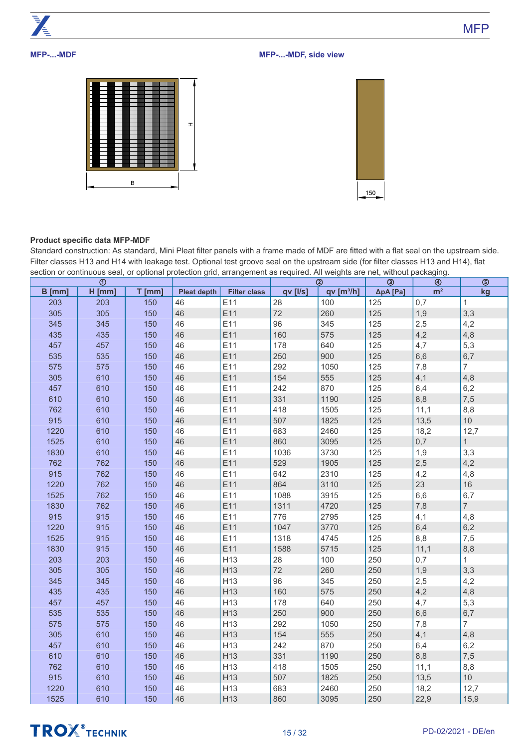**MFP-...-MDF**

**MFP-...-MDF, side view**

H

B

150

**Product specific data MFP-MDF**

Standard construction: As standard, Mini Pleat filter panels with a frame made of MDF are fitted with a flat seal on the upstream side. Filter classes H13 and H14 with leakage test. Optional test groove seal on the upstream side (for filter classes H13 and H14), flat section or continuous seal, or optional protection grid, arrangement as required. All weights are net, without packaging.

| ① | | | | | ② | | ③ | ④ | ⑤ |
|---|---|---|---|---|---|---|---|---|---|
| B [mm] | H [mm] | T [mm] | Pleat depth | Filter class | qv [l/s] | qv [m³/h] | ΔpA [Pa] | m² | kg |
| 203 | 203 | 150 | 46 | E11 | 28 | 100 | 125 | 0,7 | 1 |
| 305 | 305 | 150 | 46 | E11 | 72 | 260 | 125 | 1,9 | 3,3 |
| 345 | 345 | 150 | 46 | E11 | 96 | 345 | 125 | 2,5 | 4,2 |
| 435 | 435 | 150 | 46 | E11 | 160 | 575 | 125 | 4,2 | 4,8 |
| 457 | 457 | 150 | 46 | E11 | 178 | 640 | 125 | 4,7 | 5,3 |
| 535 | 535 | 150 | 46 | E11 | 250 | 900 | 125 | 6,6 | 6,7 |
| 575 | 575 | 150 | 46 | E11 | 292 | 1050 | 125 | 7,8 | 7 |
| 305 | 610 | 150 | 46 | E11 | 154 | 555 | 125 | 4,1 | 4,8 |
| 457 | 610 | 150 | 46 | E11 | 242 | 870 | 125 | 6,4 | 6,2 |
| 610 | 610 | 150 | 46 | E11 | 331 | 1190 | 125 | 8,8 | 7,5 |
| 762 | 610 | 150 | 46 | E11 | 418 | 1505 | 125 | 11,1 | 8,8 |
| 915 | 610 | 150 | 46 | E11 | 507 | 1825 | 125 | 13,5 | 10 |
| 1220 | 610 | 150 | 46 | E11 | 683 | 2460 | 125 | 18,2 | 12,7 |
| 1525 | 610 | 150 | 46 | E11 | 860 | 3095 | 125 | 0,7 | 1 |
| 1830 | 610 | 150 | 46 | E11 | 1036 | 3730 | 125 | 1,9 | 3,3 |
| 762 | 762 | 150 | 46 | E11 | 529 | 1905 | 125 | 2,5 | 4,2 |
| 915 | 762 | 150 | 46 | E11 | 642 | 2310 | 125 | 4,2 | 4,8 |
| 1220 | 762 | 150 | 46 | E11 | 864 | 3110 | 125 | 23 | 16 |
| 1525 | 762 | 150 | 46 | E11 | 1088 | 3915 | 125 | 6,6 | 6,7 |
| 1830 | 762 | 150 | 46 | E11 | 1311 | 4720 | 125 | 7,8 | 7 |
| 915 | 915 | 150 | 46 | E11 | 776 | 2795 | 125 | 4,1 | 4,8 |
| 1220 | 915 | 150 | 46 | E11 | 1047 | 3770 | 125 | 6,4 | 6,2 |
| 1525 | 915 | 150 | 46 | E11 | 1318 | 4745 | 125 | 8,8 | 7,5 |
| 1830 | 915 | 150 | 46 | E11 | 1588 | 5715 | 125 | 11,1 | 8,8 |
| 203 | 203 | 150 | 46 | H13 | 28 | 100 | 250 | 0,7 | 1 |
| 305 | 305 | 150 | 46 | H13 | 72 | 260 | 250 | 1,9 | 3,3 |
| 345 | 345 | 150 | 46 | H13 | 96 | 345 | 250 | 2,5 | 4,2 |
| 435 | 435 | 150 | 46 | H13 | 160 | 575 | 250 | 4,2 | 4,8 |
| 457 | 457 | 150 | 46 | H13 | 178 | 640 | 250 | 4,7 | 5,3 |
| 535 | 535 | 150 | 46 | H13 | 250 | 900 | 250 | 6,6 | 6,7 |
| 575 | 575 | 150 | 46 | H13 | 292 | 1050 | 250 | 7,8 | 7 |
| 305 | 610 | 150 | 46 | H13 | 154 | 555 | 250 | 4,1 | 4,8 |
| 457 | 610 | 150 | 46 | H13 | 242 | 870 | 250 | 6,4 | 6,2 |
| 610 | 610 | 150 | 46 | H13 | 331 | 1190 | 250 | 8,8 | 7,5 |
| 762 | 610 | 150 | 46 | H13 | 418 | 1505 | 250 | 11,1 | 8,8 |
| 915 | 610 | 150 | 46 | H13 | 507 | 1825 | 250 | 13,5 | 10 |
| 1220 | 610 | 150 | 46 | H13 | 683 | 2460 | 250 | 18,2 | 12,7 |
| 1525 | 610 | 150 | 46 | H13 | 860 | 3095 | 250 | 22,9 | 15,9 |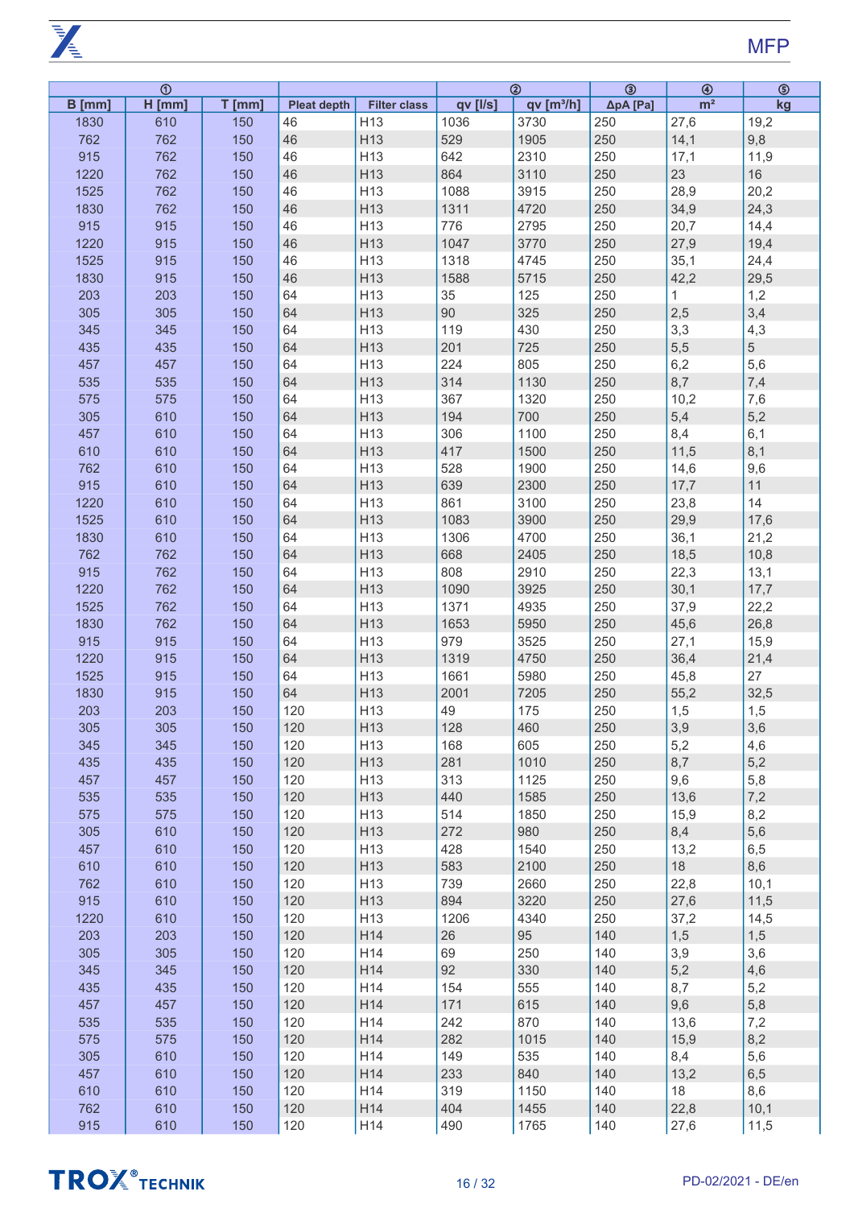| ① | | | | | ② | | ③ | ④ | ⑤ |
|---|---|---|---|---|---|---|---|---|---|
| B [mm] | H [mm] | T [mm] | Pleat depth | Filter class | qv [l/s] | qv [m³/h] | ΔpA [Pa] | m² | kg |
| 1830 | 610 | 150 | 46 | H13 | 1036 | 3730 | 250 | 27,6 | 19,2 |
| 762 | 762 | 150 | 46 | H13 | 529 | 1905 | 250 | 14,1 | 9,8 |
| 915 | 762 | 150 | 46 | H13 | 642 | 2310 | 250 | 17,1 | 11,9 |
| 1220 | 762 | 150 | 46 | H13 | 864 | 3110 | 250 | 23 | 16 |
| 1525 | 762 | 150 | 46 | H13 | 1088 | 3915 | 250 | 28,9 | 20,2 |
| 1830 | 762 | 150 | 46 | H13 | 1311 | 4720 | 250 | 34,9 | 24,3 |
| 915 | 915 | 150 | 46 | H13 | 776 | 2795 | 250 | 20,7 | 14,4 |
| 1220 | 915 | 150 | 46 | H13 | 1047 | 3770 | 250 | 27,9 | 19,4 |
| 1525 | 915 | 150 | 46 | H13 | 1318 | 4745 | 250 | 35,1 | 24,4 |
| 1830 | 915 | 150 | 46 | H13 | 1588 | 5715 | 250 | 42,2 | 29,5 |
| 203 | 203 | 150 | 64 | H13 | 35 | 125 | 250 | 1 | 1,2 |
| 305 | 305 | 150 | 64 | H13 | 90 | 325 | 250 | 2,5 | 3,4 |
| 345 | 345 | 150 | 64 | H13 | 119 | 430 | 250 | 3,3 | 4,3 |
| 435 | 435 | 150 | 64 | H13 | 201 | 725 | 250 | 5,5 | 5 |
| 457 | 457 | 150 | 64 | H13 | 224 | 805 | 250 | 6,2 | 5,6 |
| 535 | 535 | 150 | 64 | H13 | 314 | 1130 | 250 | 8,7 | 7,4 |
| 575 | 575 | 150 | 64 | H13 | 367 | 1320 | 250 | 10,2 | 7,6 |
| 305 | 610 | 150 | 64 | H13 | 194 | 700 | 250 | 5,4 | 5,2 |
| 457 | 610 | 150 | 64 | H13 | 306 | 1100 | 250 | 8,4 | 6,1 |
| 610 | 610 | 150 | 64 | H13 | 417 | 1500 | 250 | 11,5 | 8,1 |
| 762 | 610 | 150 | 64 | H13 | 528 | 1900 | 250 | 14,6 | 9,6 |
| 915 | 610 | 150 | 64 | H13 | 639 | 2300 | 250 | 17,7 | 11 |
| 1220 | 610 | 150 | 64 | H13 | 861 | 3100 | 250 | 23,8 | 14 |
| 1525 | 610 | 150 | 64 | H13 | 1083 | 3900 | 250 | 29,9 | 17,6 |
| 1830 | 610 | 150 | 64 | H13 | 1306 | 4700 | 250 | 36,1 | 21,2 |
| 762 | 762 | 150 | 64 | H13 | 668 | 2405 | 250 | 18,5 | 10,8 |
| 915 | 762 | 150 | 64 | H13 | 808 | 2910 | 250 | 22,3 | 13,1 |
| 1220 | 762 | 150 | 64 | H13 | 1090 | 3925 | 250 | 30,1 | 17,7 |
| 1525 | 762 | 150 | 64 | H13 | 1371 | 4935 | 250 | 37,9 | 22,2 |
| 1830 | 762 | 150 | 64 | H13 | 1653 | 5950 | 250 | 45,6 | 26,8 |
| 915 | 915 | 150 | 64 | H13 | 979 | 3525 | 250 | 27,1 | 15,9 |
| 1220 | 915 | 150 | 64 | H13 | 1319 | 4750 | 250 | 36,4 | 21,4 |
| 1525 | 915 | 150 | 64 | H13 | 1661 | 5980 | 250 | 45,8 | 27 |
| 1830 | 915 | 150 | 64 | H13 | 2001 | 7205 | 250 | 55,2 | 32,5 |
| 203 | 203 | 150 | 120 | H13 | 49 | 175 | 250 | 1,5 | 1,5 |
| 305 | 305 | 150 | 120 | H13 | 128 | 460 | 250 | 3,9 | 3,6 |
| 345 | 345 | 150 | 120 | H13 | 168 | 605 | 250 | 5,2 | 4,6 |
| 435 | 435 | 150 | 120 | H13 | 281 | 1010 | 250 | 8,7 | 5,2 |
| 457 | 457 | 150 | 120 | H13 | 313 | 1125 | 250 | 9,6 | 5,8 |
| 535 | 535 | 150 | 120 | H13 | 440 | 1585 | 250 | 13,6 | 7,2 |
| 575 | 575 | 150 | 120 | H13 | 514 | 1850 | 250 | 15,9 | 8,2 |
| 305 | 610 | 150 | 120 | H13 | 272 | 980 | 250 | 8,4 | 5,6 |
| 457 | 610 | 150 | 120 | H13 | 428 | 1540 | 250 | 13,2 | 6,5 |
| 610 | 610 | 150 | 120 | H13 | 583 | 2100 | 250 | 18 | 8,6 |
| 762 | 610 | 150 | 120 | H13 | 739 | 2660 | 250 | 22,8 | 10,1 |
| 915 | 610 | 150 | 120 | H13 | 894 | 3220 | 250 | 27,6 | 11,5 |
| 1220 | 610 | 150 | 120 | H13 | 1206 | 4340 | 250 | 37,2 | 14,5 |
| 203 | 203 | 150 | 120 | H14 | 26 | 95 | 140 | 1,5 | 1,5 |
| 305 | 305 | 150 | 120 | H14 | 69 | 250 | 140 | 3,9 | 3,6 |
| 345 | 345 | 150 | 120 | H14 | 92 | 330 | 140 | 5,2 | 4,6 |
| 435 | 435 | 150 | 120 | H14 | 154 | 555 | 140 | 8,7 | 5,2 |
| 457 | 457 | 150 | 120 | H14 | 171 | 615 | 140 | 9,6 | 5,8 |
| 535 | 535 | 150 | 120 | H14 | 242 | 870 | 140 | 13,6 | 7,2 |
| 575 | 575 | 150 | 120 | H14 | 282 | 1015 | 140 | 15,9 | 8,2 |
| 305 | 610 | 150 | 120 | H14 | 149 | 535 | 140 | 8,4 | 5,6 |
| 457 | 610 | 150 | 120 | H14 | 233 | 840 | 140 | 13,2 | 6,5 |
| 610 | 610 | 150 | 120 | H14 | 319 | 1150 | 140 | 18 | 8,6 |
| 762 | 610 | 150 | 120 | H14 | 404 | 1455 | 140 | 22,8 | 10,1 |
| 915 | 610 | 150 | 120 | H14 | 490 | 1765 | 140 | 27,6 | 11,5 |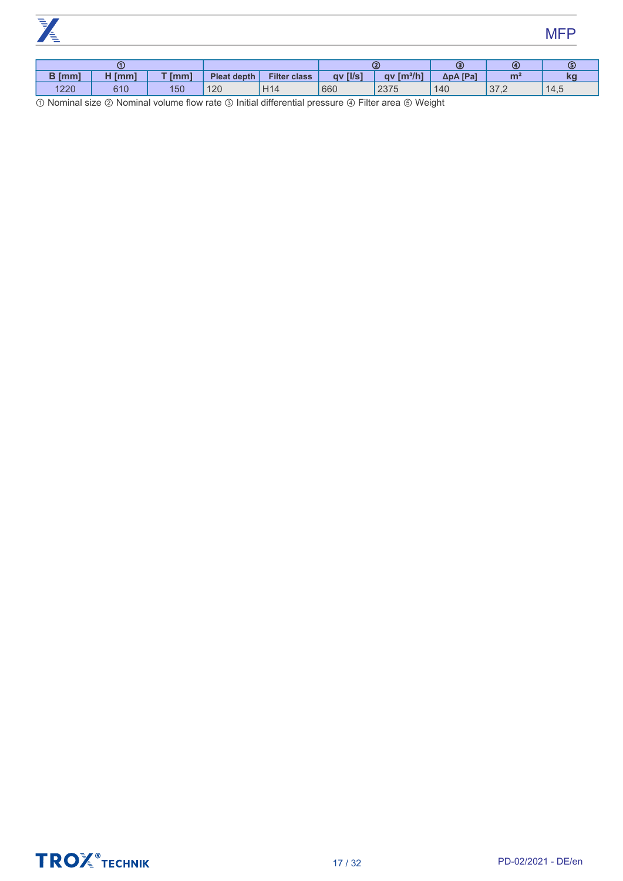| ① | | | | | ② | | ③ | ④ | ⑤ |
|---|---|---|---|---|---|---|---|---|---|
| B [mm] | H [mm] | T [mm] | Pleat depth | Filter class | qv [l/s] | qv [m³/h] | ΔpA [Pa] | m² | kg |
| 1220 | 610 | 150 | 120 | H14 | 660 | 2375 | 140 | 37,2 | 14,5 |

① Nominal size ② Nominal volume flow rate ③ Initial differential pressure ④ Filter area ⑤ Weight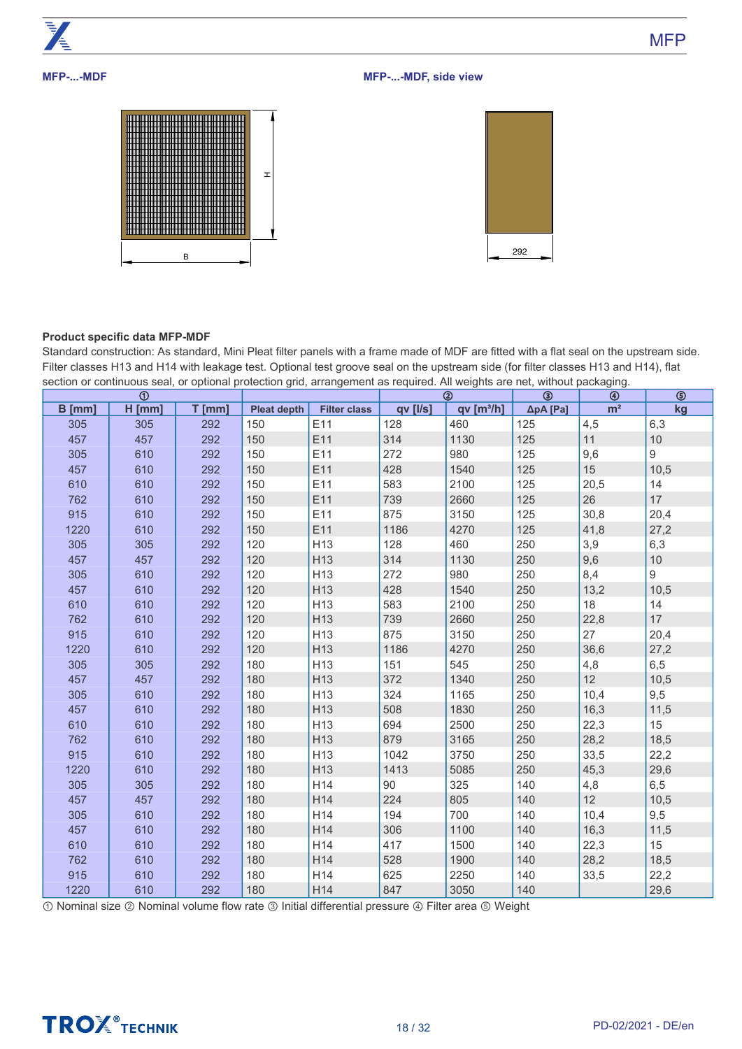MFP

**MFP-...-MDF**

**MFP-...-MDF, side view**

H

B

292

**Product specific data MFP-MDF**

Standard construction: As standard, Mini Pleat filter panels with a frame made of MDF are fitted with a flat seal on the upstream side. Filter classes H13 and H14 with leakage test. Optional test groove seal on the upstream side (for filter classes H13 and H14), flat section or continuous seal, or optional protection grid, arrangement as required. All weights are net, without packaging.

| ① | | | | | ② | | ③ | ④ | ⑤ |
|---|---|---|---|---|---|---|---|---|---|
| B [mm] | H [mm] | T [mm] | Pleat depth | Filter class | qv [l/s] | qv [m³/h] | ΔpA [Pa] | m² | kg |
| 305 | 305 | 292 | 150 | E11 | 128 | 460 | 125 | 4,5 | 6,3 |
| 457 | 457 | 292 | 150 | E11 | 314 | 1130 | 125 | 11 | 10 |
| 305 | 610 | 292 | 150 | E11 | 272 | 980 | 125 | 9,6 | 9 |
| 457 | 610 | 292 | 150 | E11 | 428 | 1540 | 125 | 15 | 10,5 |
| 610 | 610 | 292 | 150 | E11 | 583 | 2100 | 125 | 20,5 | 14 |
| 762 | 610 | 292 | 150 | E11 | 739 | 2660 | 125 | 26 | 17 |
| 915 | 610 | 292 | 150 | E11 | 875 | 3150 | 125 | 30,8 | 20,4 |
| 1220 | 610 | 292 | 150 | E11 | 1186 | 4270 | 125 | 41,8 | 27,2 |
| 305 | 305 | 292 | 120 | H13 | 128 | 460 | 250 | 3,9 | 6,3 |
| 457 | 457 | 292 | 120 | H13 | 314 | 1130 | 250 | 9,6 | 10 |
| 305 | 610 | 292 | 120 | H13 | 272 | 980 | 250 | 8,4 | 9 |
| 457 | 610 | 292 | 120 | H13 | 428 | 1540 | 250 | 13,2 | 10,5 |
| 610 | 610 | 292 | 120 | H13 | 583 | 2100 | 250 | 18 | 14 |
| 762 | 610 | 292 | 120 | H13 | 739 | 2660 | 250 | 22,8 | 17 |
| 915 | 610 | 292 | 120 | H13 | 875 | 3150 | 250 | 27 | 20,4 |
| 1220 | 610 | 292 | 120 | H13 | 1186 | 4270 | 250 | 36,6 | 27,2 |
| 305 | 305 | 292 | 180 | H13 | 151 | 545 | 250 | 4,8 | 6,5 |
| 457 | 457 | 292 | 180 | H13 | 372 | 1340 | 250 | 12 | 10,5 |
| 305 | 610 | 292 | 180 | H13 | 324 | 1165 | 250 | 10,4 | 9,5 |
| 457 | 610 | 292 | 180 | H13 | 508 | 1830 | 250 | 16,3 | 11,5 |
| 610 | 610 | 292 | 180 | H13 | 694 | 2500 | 250 | 22,3 | 15 |
| 762 | 610 | 292 | 180 | H13 | 879 | 3165 | 250 | 28,2 | 18,5 |
| 915 | 610 | 292 | 180 | H13 | 1042 | 3750 | 250 | 33,5 | 22,2 |
| 1220 | 610 | 292 | 180 | H13 | 1413 | 5085 | 250 | 45,3 | 29,6 |
| 305 | 305 | 292 | 180 | H14 | 90 | 325 | 140 | 4,8 | 6,5 |
| 457 | 457 | 292 | 180 | H14 | 224 | 805 | 140 | 12 | 10,5 |
| 305 | 610 | 292 | 180 | H14 | 194 | 700 | 140 | 10,4 | 9,5 |
| 457 | 610 | 292 | 180 | H14 | 306 | 1100 | 140 | 16,3 | 11,5 |
| 610 | 610 | 292 | 180 | H14 | 417 | 1500 | 140 | 22,3 | 15 |
| 762 | 610 | 292 | 180 | H14 | 528 | 1900 | 140 | 28,2 | 18,5 |
| 915 | 610 | 292 | 180 | H14 | 625 | 2250 | 140 | 33,5 | 22,2 |
| 1220 | 610 | 292 | 180 | H14 | 847 | 3050 | 140 | | 29,6 |

① Nominal size ② Nominal volume flow rate ③ Initial differential pressure ④ Filter area ⑤ Weight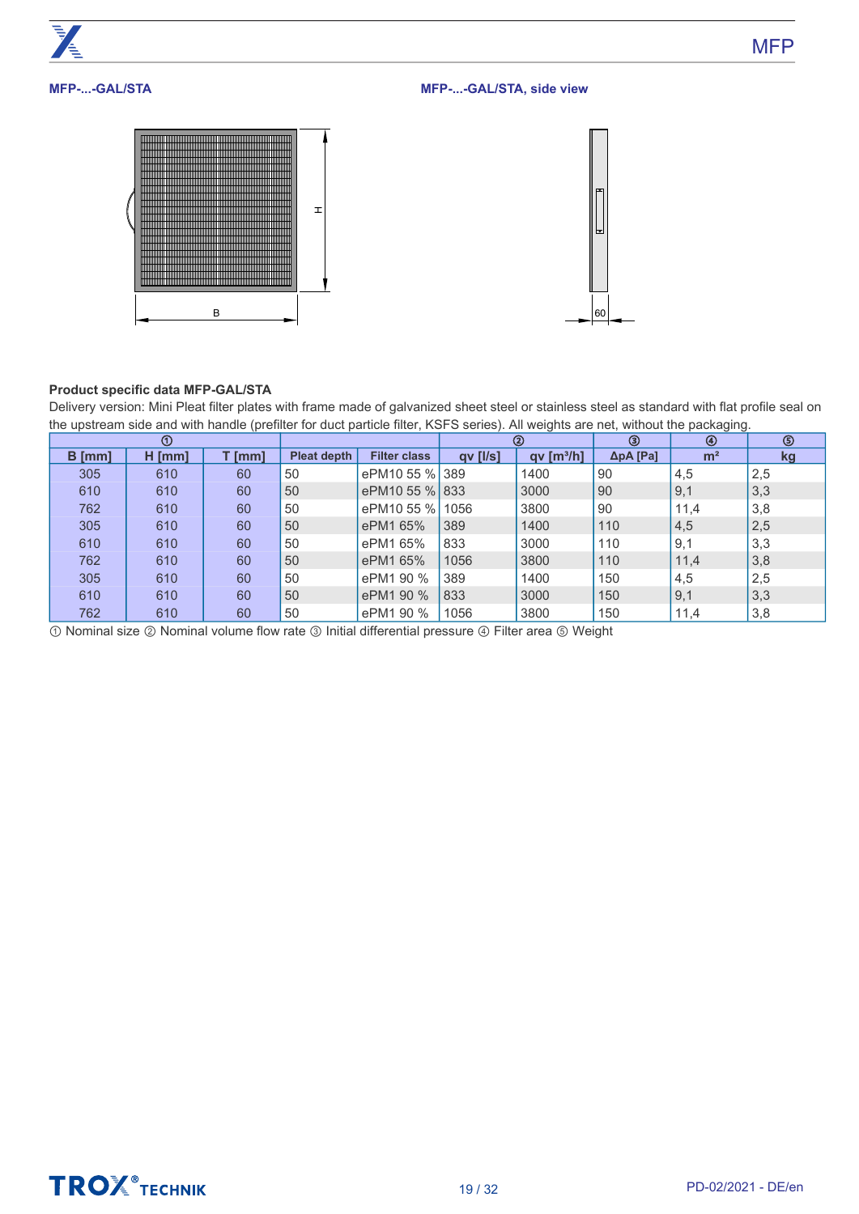**MFP-...-GAL/STA**

**MFP-...-GAL/STA, side view**

**Product specific data MFP-GAL/STA**

Delivery version: Mini Pleat filter plates with frame made of galvanized sheet steel or stainless steel as standard with flat profile seal on the upstream side and with handle (prefilter for duct particle filter, KSFS series). All weights are net, without the packaging.

| ① | | | | | ② | | ③ | ④ | ⑤ |
|---|---|---|---|---|---|---|---|---|---|
| B [mm] | H [mm] | T [mm] | Pleat depth | Filter class | qv [l/s] | qv [m³/h] | ΔpA [Pa] | m² | kg |
| 305 | 610 | 60 | 50 | ePM10 55 % | 389 | 1400 | 90 | 4,5 | 2,5 |
| 610 | 610 | 60 | 50 | ePM10 55 % | 833 | 3000 | 90 | 9,1 | 3,3 |
| 762 | 610 | 60 | 50 | ePM10 55 % | 1056 | 3800 | 90 | 11,4 | 3,8 |
| 305 | 610 | 60 | 50 | ePM1 65% | 389 | 1400 | 110 | 4,5 | 2,5 |
| 610 | 610 | 60 | 50 | ePM1 65% | 833 | 3000 | 110 | 9,1 | 3,3 |
| 762 | 610 | 60 | 50 | ePM1 65% | 1056 | 3800 | 110 | 11,4 | 3,8 |
| 305 | 610 | 60 | 50 | ePM1 90 % | 389 | 1400 | 150 | 4,5 | 2,5 |
| 610 | 610 | 60 | 50 | ePM1 90 % | 833 | 3000 | 150 | 9,1 | 3,3 |
| 762 | 610 | 60 | 50 | ePM1 90 % | 1056 | 3800 | 150 | 11,4 | 3,8 |

① Nominal size ② Nominal volume flow rate ③ Initial differential pressure ④ Filter area ⑤ Weight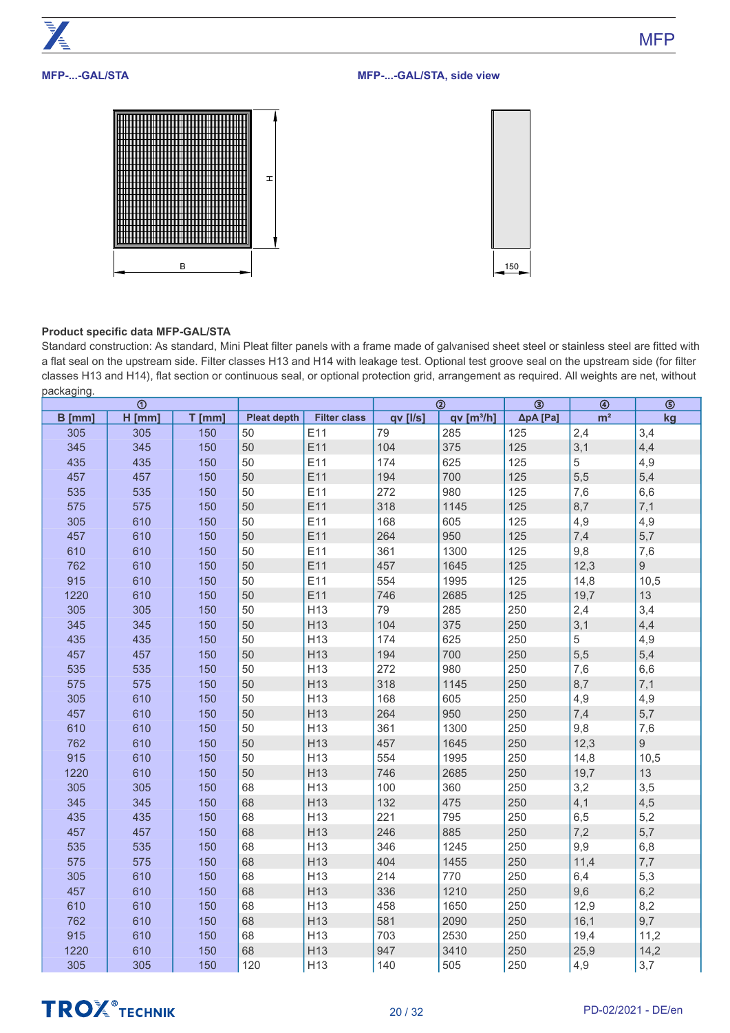**MFP-...-GAL/STA**

**MFP-...-GAL/STA, side view**

H

B

150

**Product specific data MFP-GAL/STA**

Standard construction: As standard, Mini Pleat filter panels with a frame made of galvanised sheet steel or stainless steel are fitted with a flat seal on the upstream side. Filter classes H13 and H14 with leakage test. Optional test groove seal on the upstream side (for filter classes H13 and H14), flat section or continuous seal, or optional protection grid, arrangement as required. All weights are net, without packaging.

| ① | | | | | ② | | ③ | ④ | ⑤ |
|---|---|---|---|---|---|---|---|---|---|
| B [mm] | H [mm] | T [mm] | Pleat depth | Filter class | qv [l/s] | qv [m³/h] | ΔpA [Pa] | m² | kg |
| 305 | 305 | 150 | 50 | E11 | 79 | 285 | 125 | 2,4 | 3,4 |
| 345 | 345 | 150 | 50 | E11 | 104 | 375 | 125 | 3,1 | 4,4 |
| 435 | 435 | 150 | 50 | E11 | 174 | 625 | 125 | 5 | 4,9 |
| 457 | 457 | 150 | 50 | E11 | 194 | 700 | 125 | 5,5 | 5,4 |
| 535 | 535 | 150 | 50 | E11 | 272 | 980 | 125 | 7,6 | 6,6 |
| 575 | 575 | 150 | 50 | E11 | 318 | 1145 | 125 | 8,7 | 7,1 |
| 305 | 610 | 150 | 50 | E11 | 168 | 605 | 125 | 4,9 | 4,9 |
| 457 | 610 | 150 | 50 | E11 | 264 | 950 | 125 | 7,4 | 5,7 |
| 610 | 610 | 150 | 50 | E11 | 361 | 1300 | 125 | 9,8 | 7,6 |
| 762 | 610 | 150 | 50 | E11 | 457 | 1645 | 125 | 12,3 | 9 |
| 915 | 610 | 150 | 50 | E11 | 554 | 1995 | 125 | 14,8 | 10,5 |
| 1220 | 610 | 150 | 50 | E11 | 746 | 2685 | 125 | 19,7 | 13 |
| 305 | 305 | 150 | 50 | H13 | 79 | 285 | 250 | 2,4 | 3,4 |
| 345 | 345 | 150 | 50 | H13 | 104 | 375 | 250 | 3,1 | 4,4 |
| 435 | 435 | 150 | 50 | H13 | 174 | 625 | 250 | 5 | 4,9 |
| 457 | 457 | 150 | 50 | H13 | 194 | 700 | 250 | 5,5 | 5,4 |
| 535 | 535 | 150 | 50 | H13 | 272 | 980 | 250 | 7,6 | 6,6 |
| 575 | 575 | 150 | 50 | H13 | 318 | 1145 | 250 | 8,7 | 7,1 |
| 305 | 610 | 150 | 50 | H13 | 168 | 605 | 250 | 4,9 | 4,9 |
| 457 | 610 | 150 | 50 | H13 | 264 | 950 | 250 | 7,4 | 5,7 |
| 610 | 610 | 150 | 50 | H13 | 361 | 1300 | 250 | 9,8 | 7,6 |
| 762 | 610 | 150 | 50 | H13 | 457 | 1645 | 250 | 12,3 | 9 |
| 915 | 610 | 150 | 50 | H13 | 554 | 1995 | 250 | 14,8 | 10,5 |
| 1220 | 610 | 150 | 50 | H13 | 746 | 2685 | 250 | 19,7 | 13 |
| 305 | 305 | 150 | 68 | H13 | 100 | 360 | 250 | 3,2 | 3,5 |
| 345 | 345 | 150 | 68 | H13 | 132 | 475 | 250 | 4,1 | 4,5 |
| 435 | 435 | 150 | 68 | H13 | 221 | 795 | 250 | 6,5 | 5,2 |
| 457 | 457 | 150 | 68 | H13 | 246 | 885 | 250 | 7,2 | 5,7 |
| 535 | 535 | 150 | 68 | H13 | 346 | 1245 | 250 | 9,9 | 6,8 |
| 575 | 575 | 150 | 68 | H13 | 404 | 1455 | 250 | 11,4 | 7,7 |
| 305 | 610 | 150 | 68 | H13 | 214 | 770 | 250 | 6,4 | 5,3 |
| 457 | 610 | 150 | 68 | H13 | 336 | 1210 | 250 | 9,6 | 6,2 |
| 610 | 610 | 150 | 68 | H13 | 458 | 1650 | 250 | 12,9 | 8,2 |
| 762 | 610 | 150 | 68 | H13 | 581 | 2090 | 250 | 16,1 | 9,7 |
| 915 | 610 | 150 | 68 | H13 | 703 | 2530 | 250 | 19,4 | 11,2 |
| 1220 | 610 | 150 | 68 | H13 | 947 | 3410 | 250 | 25,9 | 14,2 |
| 305 | 305 | 150 | 120 | H13 | 140 | 505 | 250 | 4,9 | 3,7 |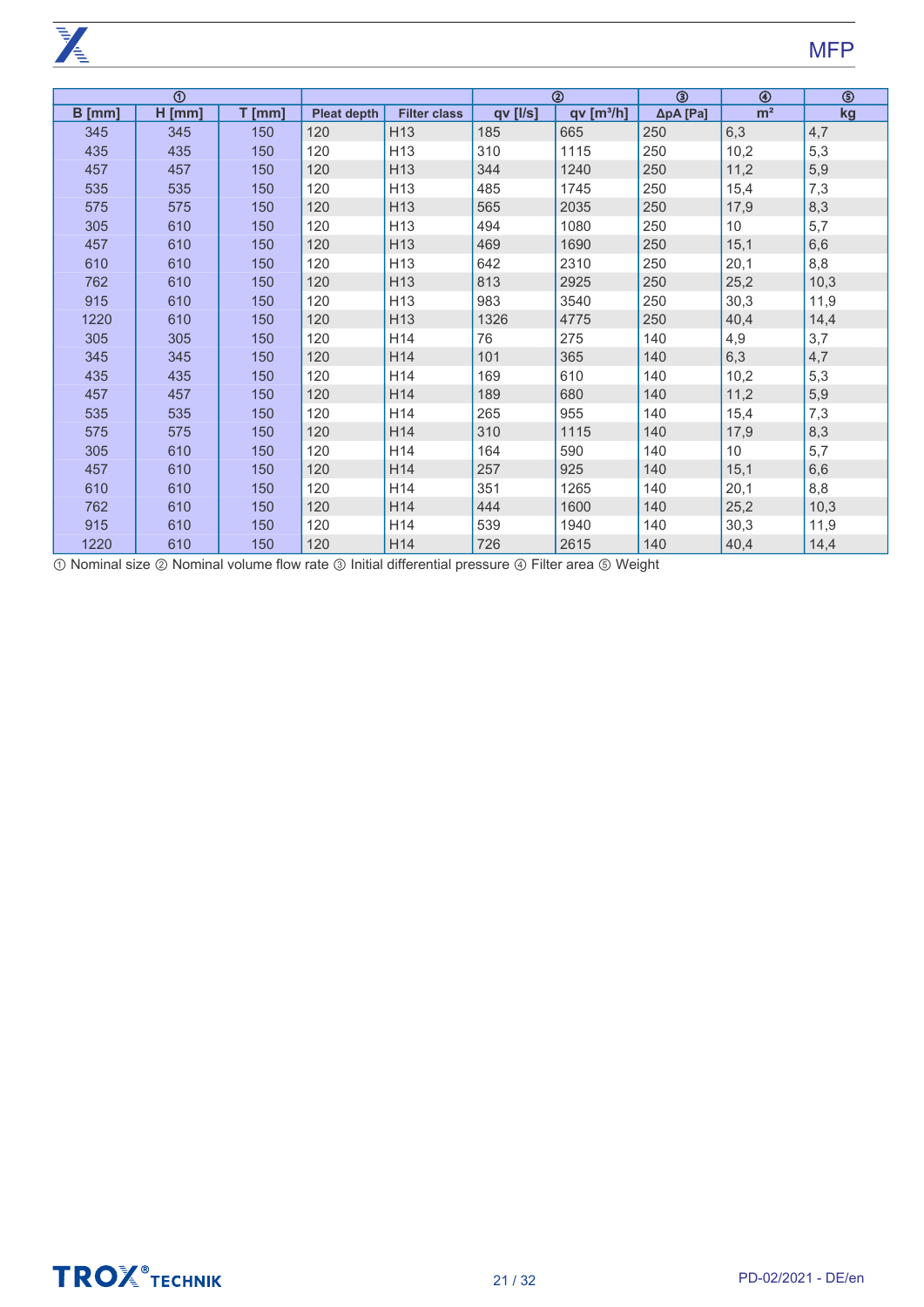| ① | | | | | ② | | ③ | ④ | ⑤ |
|---|---|---|---|---|---|---|---|---|---|
| B [mm] | H [mm] | T [mm] | Pleat depth | Filter class | qv [l/s] | qv [m³/h] | ΔpA [Pa] | m² | kg |
| 345 | 345 | 150 | 120 | H13 | 185 | 665 | 250 | 6,3 | 4,7 |
| 435 | 435 | 150 | 120 | H13 | 310 | 1115 | 250 | 10,2 | 5,3 |
| 457 | 457 | 150 | 120 | H13 | 344 | 1240 | 250 | 11,2 | 5,9 |
| 535 | 535 | 150 | 120 | H13 | 485 | 1745 | 250 | 15,4 | 7,3 |
| 575 | 575 | 150 | 120 | H13 | 565 | 2035 | 250 | 17,9 | 8,3 |
| 305 | 610 | 150 | 120 | H13 | 494 | 1080 | 250 | 10 | 5,7 |
| 457 | 610 | 150 | 120 | H13 | 469 | 1690 | 250 | 15,1 | 6,6 |
| 610 | 610 | 150 | 120 | H13 | 642 | 2310 | 250 | 20,1 | 8,8 |
| 762 | 610 | 150 | 120 | H13 | 813 | 2925 | 250 | 25,2 | 10,3 |
| 915 | 610 | 150 | 120 | H13 | 983 | 3540 | 250 | 30,3 | 11,9 |
| 1220 | 610 | 150 | 120 | H13 | 1326 | 4775 | 250 | 40,4 | 14,4 |
| 305 | 305 | 150 | 120 | H14 | 76 | 275 | 140 | 4,9 | 3,7 |
| 345 | 345 | 150 | 120 | H14 | 101 | 365 | 140 | 6,3 | 4,7 |
| 435 | 435 | 150 | 120 | H14 | 169 | 610 | 140 | 10,2 | 5,3 |
| 457 | 457 | 150 | 120 | H14 | 189 | 680 | 140 | 11,2 | 5,9 |
| 535 | 535 | 150 | 120 | H14 | 265 | 955 | 140 | 15,4 | 7,3 |
| 575 | 575 | 150 | 120 | H14 | 310 | 1115 | 140 | 17,9 | 8,3 |
| 305 | 610 | 150 | 120 | H14 | 164 | 590 | 140 | 10 | 5,7 |
| 457 | 610 | 150 | 120 | H14 | 257 | 925 | 140 | 15,1 | 6,6 |
| 610 | 610 | 150 | 120 | H14 | 351 | 1265 | 140 | 20,1 | 8,8 |
| 762 | 610 | 150 | 120 | H14 | 444 | 1600 | 140 | 25,2 | 10,3 |
| 915 | 610 | 150 | 120 | H14 | 539 | 1940 | 140 | 30,3 | 11,9 |
| 1220 | 610 | 150 | 120 | H14 | 726 | 2615 | 140 | 40,4 | 14,4 |

① Nominal size ② Nominal volume flow rate ③ Initial differential pressure ④ Filter area ⑤ Weight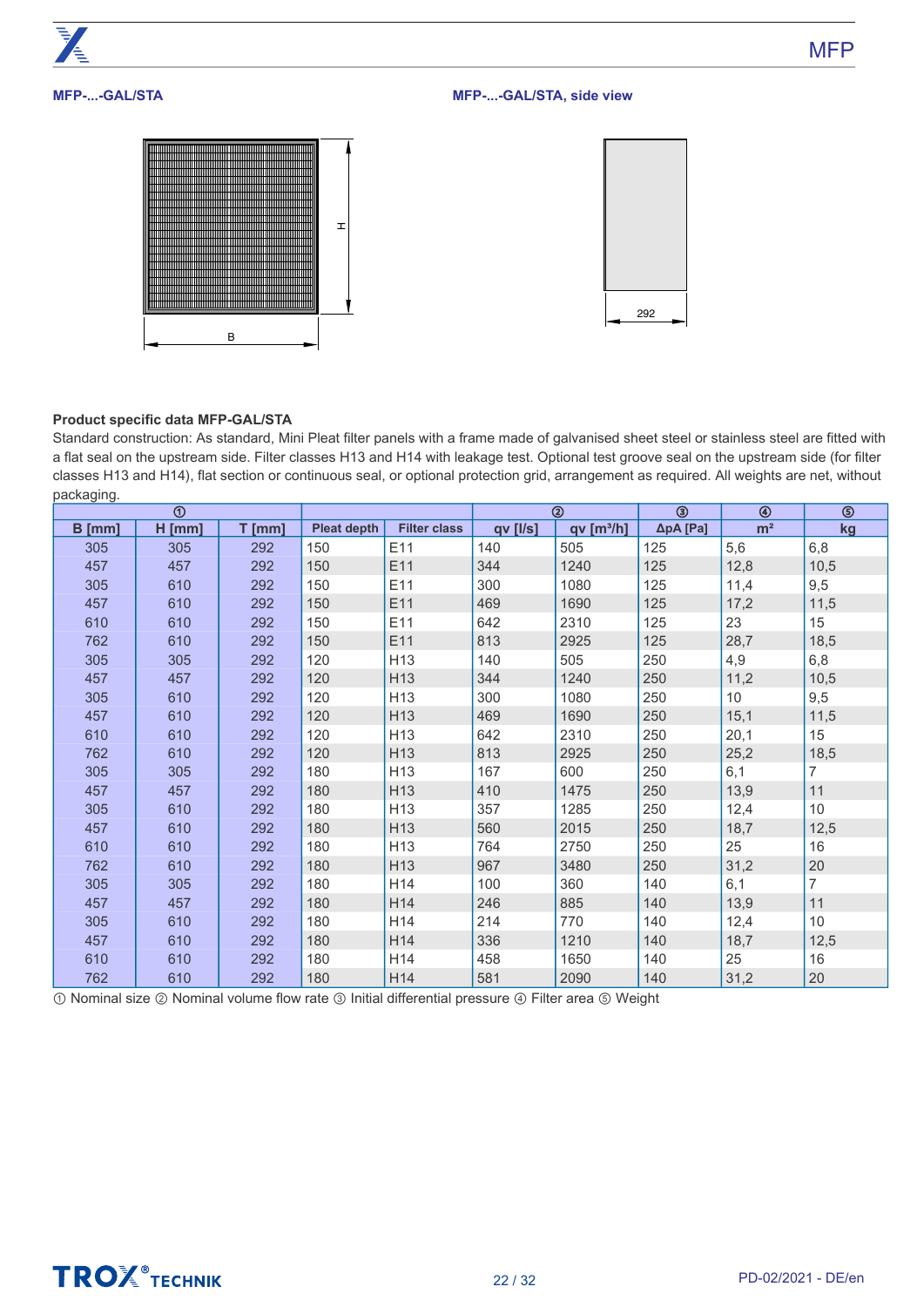**MFP-...-GAL/STA**

**MFP-...-GAL/STA, side view**

**Product specific data MFP-GAL/STA**

Standard construction: As standard, Mini Pleat filter panels with a frame made of galvanised sheet steel or stainless steel are fitted with a flat seal on the upstream side. Filter classes H13 and H14 with leakage test. Optional test groove seal on the upstream side (for filter classes H13 and H14), flat section or continuous seal, or optional protection grid, arrangement as required. All weights are net, without packaging.

| ① | | | | | ② | | ③ | ④ | ⑤ |
|---|---|---|---|---|---|---|---|---|---|
| B [mm] | H [mm] | T [mm] | Pleat depth | Filter class | qv [l/s] | qv [m³/h] | ΔpA [Pa] | m² | kg |
| 305 | 305 | 292 | 150 | E11 | 140 | 505 | 125 | 5,6 | 6,8 |
| 457 | 457 | 292 | 150 | E11 | 344 | 1240 | 125 | 12,8 | 10,5 |
| 305 | 610 | 292 | 150 | E11 | 300 | 1080 | 125 | 11,4 | 9,5 |
| 457 | 610 | 292 | 150 | E11 | 469 | 1690 | 125 | 17,2 | 11,5 |
| 610 | 610 | 292 | 150 | E11 | 642 | 2310 | 125 | 23 | 15 |
| 762 | 610 | 292 | 150 | E11 | 813 | 2925 | 125 | 28,7 | 18,5 |
| 305 | 305 | 292 | 120 | H13 | 140 | 505 | 250 | 4,9 | 6,8 |
| 457 | 457 | 292 | 120 | H13 | 344 | 1240 | 250 | 11,2 | 10,5 |
| 305 | 610 | 292 | 120 | H13 | 300 | 1080 | 250 | 10 | 9,5 |
| 457 | 610 | 292 | 120 | H13 | 469 | 1690 | 250 | 15,1 | 11,5 |
| 610 | 610 | 292 | 120 | H13 | 642 | 2310 | 250 | 20,1 | 15 |
| 762 | 610 | 292 | 120 | H13 | 813 | 2925 | 250 | 25,2 | 18,5 |
| 305 | 305 | 292 | 180 | H13 | 167 | 600 | 250 | 6,1 | 7 |
| 457 | 457 | 292 | 180 | H13 | 410 | 1475 | 250 | 13,9 | 11 |
| 305 | 610 | 292 | 180 | H13 | 357 | 1285 | 250 | 12,4 | 10 |
| 457 | 610 | 292 | 180 | H13 | 560 | 2015 | 250 | 18,7 | 12,5 |
| 610 | 610 | 292 | 180 | H13 | 764 | 2750 | 250 | 25 | 16 |
| 762 | 610 | 292 | 180 | H13 | 967 | 3480 | 250 | 31,2 | 20 |
| 305 | 305 | 292 | 180 | H14 | 100 | 360 | 140 | 6,1 | 7 |
| 457 | 457 | 292 | 180 | H14 | 246 | 885 | 140 | 13,9 | 11 |
| 305 | 610 | 292 | 180 | H14 | 214 | 770 | 140 | 12,4 | 10 |
| 457 | 610 | 292 | 180 | H14 | 336 | 1210 | 140 | 18,7 | 12,5 |
| 610 | 610 | 292 | 180 | H14 | 458 | 1650 | 140 | 25 | 16 |
| 762 | 610 | 292 | 180 | H14 | 581 | 2090 | 140 | 31,2 | 20 |

① Nominal size ② Nominal volume flow rate ③ Initial differential pressure ④ Filter area ⑤ Weight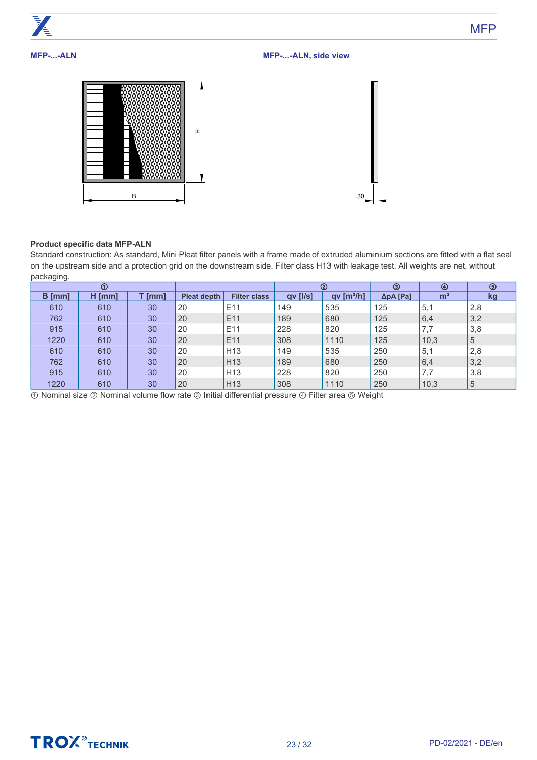**MFP-...-ALN**

**MFP-...-ALN, side view**

B

H

30

**Product specific data MFP-ALN**

Standard construction: As standard, Mini Pleat filter panels with a frame made of extruded aluminium sections are fitted with a flat seal on the upstream side and a protection grid on the downstream side. Filter class H13 with leakage test. All weights are net, without packaging.

| ① | | | | | ② | | ③ | ④ | ⑤ |
|---|---|---|---|---|---|---|---|---|---|
| B [mm] | H [mm] | T [mm] | Pleat depth | Filter class | qv [l/s] | qv [m³/h] | ΔpA [Pa] | m² | kg |
| 610 | 610 | 30 | 20 | E11 | 149 | 535 | 125 | 5,1 | 2,8 |
| 762 | 610 | 30 | 20 | E11 | 189 | 680 | 125 | 6,4 | 3,2 |
| 915 | 610 | 30 | 20 | E11 | 228 | 820 | 125 | 7,7 | 3,8 |
| 1220 | 610 | 30 | 20 | E11 | 308 | 1110 | 125 | 10,3 | 5 |
| 610 | 610 | 30 | 20 | H13 | 149 | 535 | 250 | 5,1 | 2,8 |
| 762 | 610 | 30 | 20 | H13 | 189 | 680 | 250 | 6,4 | 3,2 |
| 915 | 610 | 30 | 20 | H13 | 228 | 820 | 250 | 7,7 | 3,8 |
| 1220 | 610 | 30 | 20 | H13 | 308 | 1110 | 250 | 10,3 | 5 |

① Nominal size ② Nominal volume flow rate ③ Initial differential pressure ④ Filter area ⑤ Weight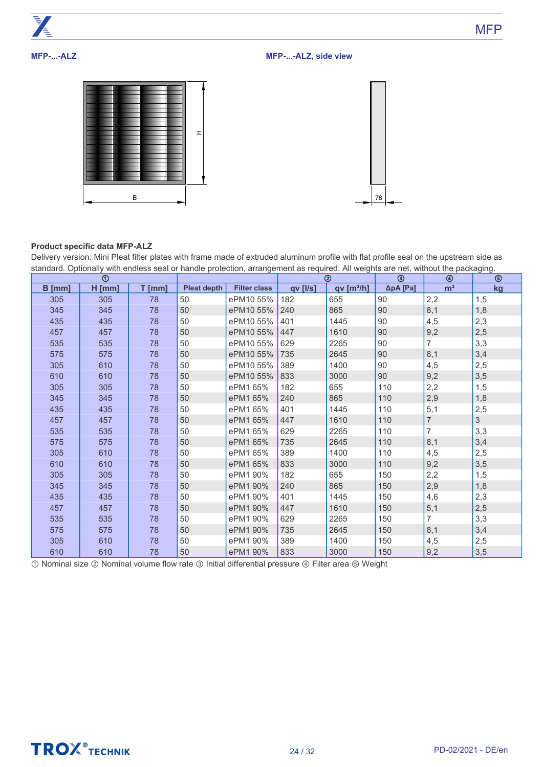MFP-...-ALZ

MFP-...-ALZ, side view

H

B

78

**Product specific data MFP-ALZ**

Delivery version: Mini Pleat filter plates with frame made of extruded aluminum profile with flat profile seal on the upstream side as standard. Optionally with endless seal or handle protection, arrangement as required. All weights are net, without the packaging.

| ① | | | | | ② | | ③ | ④ | ⑤ |
|---|---|---|---|---|---|---|---|---|---|
| B [mm] | H [mm] | T [mm] | Pleat depth | Filter class | qv [l/s] | qv [m³/h] | ΔpA [Pa] | m² | kg |
| 305 | 305 | 78 | 50 | ePM10 55% | 182 | 655 | 90 | 2,2 | 1,5 |
| 345 | 345 | 78 | 50 | ePM10 55% | 240 | 865 | 90 | 8,1 | 1,8 |
| 435 | 435 | 78 | 50 | ePM10 55% | 401 | 1445 | 90 | 4,5 | 2,3 |
| 457 | 457 | 78 | 50 | ePM10 55% | 447 | 1610 | 90 | 9,2 | 2,5 |
| 535 | 535 | 78 | 50 | ePM10 55% | 629 | 2265 | 90 | 7 | 3,3 |
| 575 | 575 | 78 | 50 | ePM10 55% | 735 | 2645 | 90 | 8,1 | 3,4 |
| 305 | 610 | 78 | 50 | ePM10 55% | 389 | 1400 | 90 | 4,5 | 2,5 |
| 610 | 610 | 78 | 50 | ePM10 55% | 833 | 3000 | 90 | 9,2 | 3,5 |
| 305 | 305 | 78 | 50 | ePM1 65% | 182 | 655 | 110 | 2,2 | 1,5 |
| 345 | 345 | 78 | 50 | ePM1 65% | 240 | 865 | 110 | 2,9 | 1,8 |
| 435 | 435 | 78 | 50 | ePM1 65% | 401 | 1445 | 110 | 5,1 | 2,5 |
| 457 | 457 | 78 | 50 | ePM1 65% | 447 | 1610 | 110 | 7 | 3 |
| 535 | 535 | 78 | 50 | ePM1 65% | 629 | 2265 | 110 | 7 | 3,3 |
| 575 | 575 | 78 | 50 | ePM1 65% | 735 | 2645 | 110 | 8,1 | 3,4 |
| 305 | 610 | 78 | 50 | ePM1 65% | 389 | 1400 | 110 | 4,5 | 2,5 |
| 610 | 610 | 78 | 50 | ePM1 65% | 833 | 3000 | 110 | 9,2 | 3,5 |
| 305 | 305 | 78 | 50 | ePM1 90% | 182 | 655 | 150 | 2,2 | 1,5 |
| 345 | 345 | 78 | 50 | ePM1 90% | 240 | 865 | 150 | 2,9 | 1,8 |
| 435 | 435 | 78 | 50 | ePM1 90% | 401 | 1445 | 150 | 4,6 | 2,3 |
| 457 | 457 | 78 | 50 | ePM1 90% | 447 | 1610 | 150 | 5,1 | 2,5 |
| 535 | 535 | 78 | 50 | ePM1 90% | 629 | 2265 | 150 | 7 | 3,3 |
| 575 | 575 | 78 | 50 | ePM1 90% | 735 | 2645 | 150 | 8,1 | 3,4 |
| 305 | 610 | 78 | 50 | ePM1 90% | 389 | 1400 | 150 | 4,5 | 2,5 |
| 610 | 610 | 78 | 50 | ePM1 90% | 833 | 3000 | 150 | 9,2 | 3,5 |

① Nominal size ② Nominal volume flow rate ③ Initial differential pressure ④ Filter area ⑤ Weight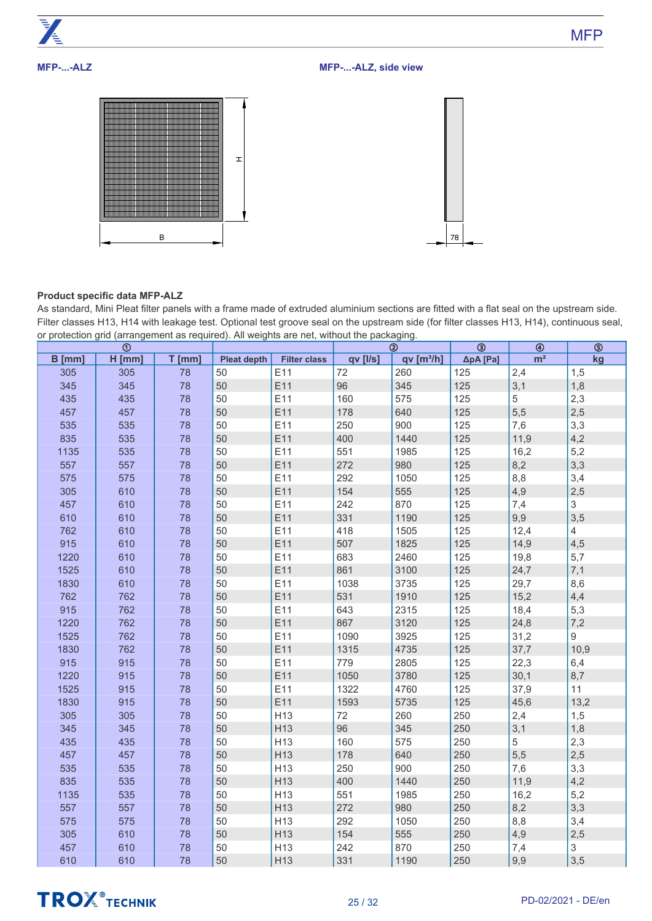MFP-...-ALZ

MFP-...-ALZ, side view

B

H

78

**Product specific data MFP-ALZ**

As standard, Mini Pleat filter panels with a frame made of extruded aluminium sections are fitted with a flat seal on the upstream side. Filter classes H13, H14 with leakage test. Optional test groove seal on the upstream side (for filter classes H13, H14), continuous seal, or protection grid (arrangement as required). All weights are net, without the packaging.

| ① | | | | | ② | | ③ | ④ | ⑤ |
|---|---|---|---|---|---|---|---|---|---|
| B [mm] | H [mm] | T [mm] | Pleat depth | Filter class | qv [l/s] | qv [m³/h] | ΔpA [Pa] | m² | kg |
| 305 | 305 | 78 | 50 | E11 | 72 | 260 | 125 | 2,4 | 1,5 |
| 345 | 345 | 78 | 50 | E11 | 96 | 345 | 125 | 3,1 | 1,8 |
| 435 | 435 | 78 | 50 | E11 | 160 | 575 | 125 | 5 | 2,3 |
| 457 | 457 | 78 | 50 | E11 | 178 | 640 | 125 | 5,5 | 2,5 |
| 535 | 535 | 78 | 50 | E11 | 250 | 900 | 125 | 7,6 | 3,3 |
| 835 | 535 | 78 | 50 | E11 | 400 | 1440 | 125 | 11,9 | 4,2 |
| 1135 | 535 | 78 | 50 | E11 | 551 | 1985 | 125 | 16,2 | 5,2 |
| 557 | 557 | 78 | 50 | E11 | 272 | 980 | 125 | 8,2 | 3,3 |
| 575 | 575 | 78 | 50 | E11 | 292 | 1050 | 125 | 8,8 | 3,4 |
| 305 | 610 | 78 | 50 | E11 | 154 | 555 | 125 | 4,9 | 2,5 |
| 457 | 610 | 78 | 50 | E11 | 242 | 870 | 125 | 7,4 | 3 |
| 610 | 610 | 78 | 50 | E11 | 331 | 1190 | 125 | 9,9 | 3,5 |
| 762 | 610 | 78 | 50 | E11 | 418 | 1505 | 125 | 12,4 | 4 |
| 915 | 610 | 78 | 50 | E11 | 507 | 1825 | 125 | 14,9 | 4,5 |
| 1220 | 610 | 78 | 50 | E11 | 683 | 2460 | 125 | 19,8 | 5,7 |
| 1525 | 610 | 78 | 50 | E11 | 861 | 3100 | 125 | 24,7 | 7,1 |
| 1830 | 610 | 78 | 50 | E11 | 1038 | 3735 | 125 | 29,7 | 8,6 |
| 762 | 762 | 78 | 50 | E11 | 531 | 1910 | 125 | 15,2 | 4,4 |
| 915 | 762 | 78 | 50 | E11 | 643 | 2315 | 125 | 18,4 | 5,3 |
| 1220 | 762 | 78 | 50 | E11 | 867 | 3120 | 125 | 24,8 | 7,2 |
| 1525 | 762 | 78 | 50 | E11 | 1090 | 3925 | 125 | 31,2 | 9 |
| 1830 | 762 | 78 | 50 | E11 | 1315 | 4735 | 125 | 37,7 | 10,9 |
| 915 | 915 | 78 | 50 | E11 | 779 | 2805 | 125 | 22,3 | 6,4 |
| 1220 | 915 | 78 | 50 | E11 | 1050 | 3780 | 125 | 30,1 | 8,7 |
| 1525 | 915 | 78 | 50 | E11 | 1322 | 4760 | 125 | 37,9 | 11 |
| 1830 | 915 | 78 | 50 | E11 | 1593 | 5735 | 125 | 45,6 | 13,2 |
| 305 | 305 | 78 | 50 | H13 | 72 | 260 | 250 | 2,4 | 1,5 |
| 345 | 345 | 78 | 50 | H13 | 96 | 345 | 250 | 3,1 | 1,8 |
| 435 | 435 | 78 | 50 | H13 | 160 | 575 | 250 | 5 | 2,3 |
| 457 | 457 | 78 | 50 | H13 | 178 | 640 | 250 | 5,5 | 2,5 |
| 535 | 535 | 78 | 50 | H13 | 250 | 900 | 250 | 7,6 | 3,3 |
| 835 | 535 | 78 | 50 | H13 | 400 | 1440 | 250 | 11,9 | 4,2 |
| 1135 | 535 | 78 | 50 | H13 | 551 | 1985 | 250 | 16,2 | 5,2 |
| 557 | 557 | 78 | 50 | H13 | 272 | 980 | 250 | 8,2 | 3,3 |
| 575 | 575 | 78 | 50 | H13 | 292 | 1050 | 250 | 8,8 | 3,4 |
| 305 | 610 | 78 | 50 | H13 | 154 | 555 | 250 | 4,9 | 2,5 |
| 457 | 610 | 78 | 50 | H13 | 242 | 870 | 250 | 7,4 | 3 |
| 610 | 610 | 78 | 50 | H13 | 331 | 1190 | 250 | 9,9 | 3,5 |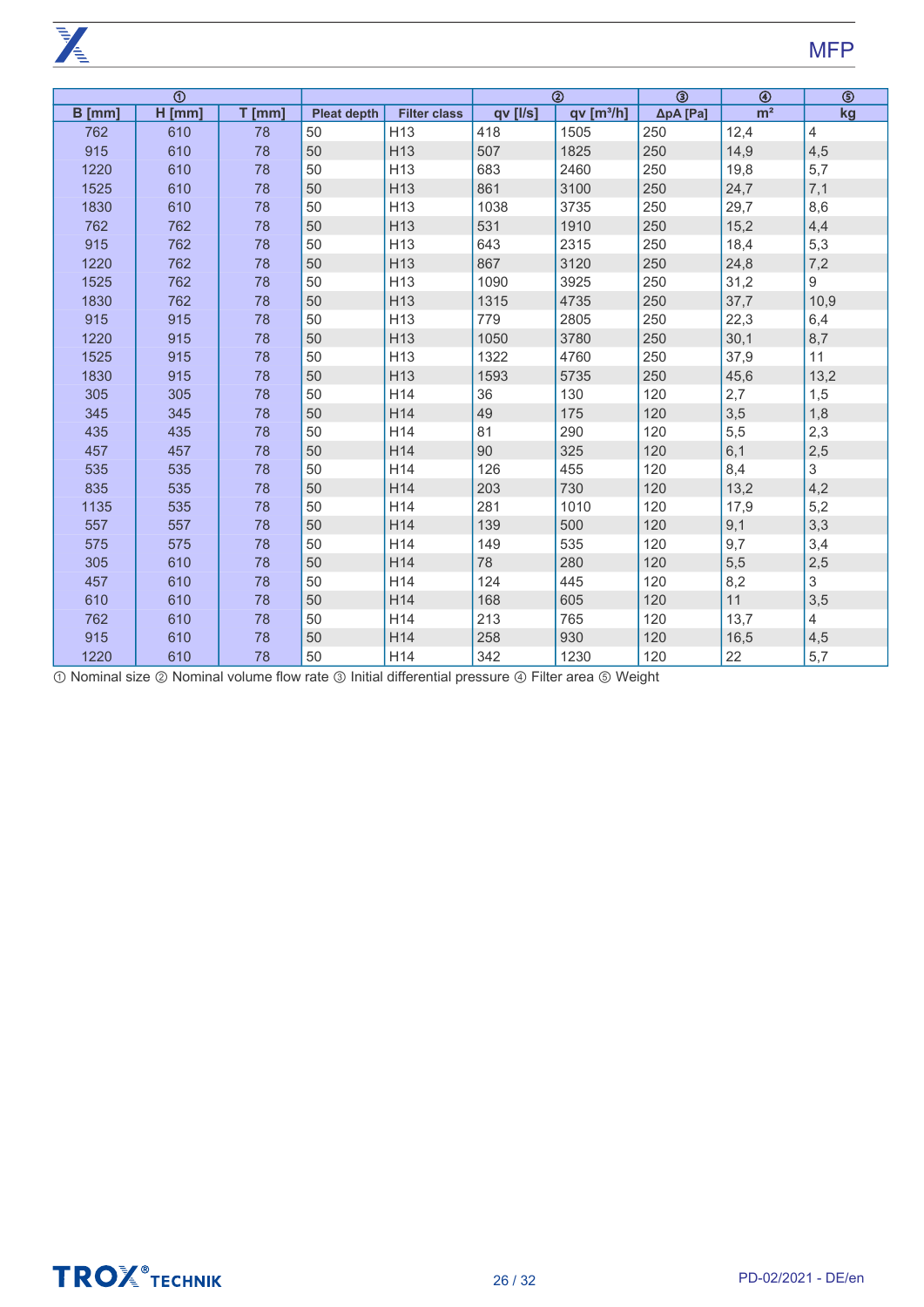| ① | | | | | ② | | ③ | ④ | ⑤ |
|---|---|---|---|---|---|---|---|---|---|
| B [mm] | H [mm] | T [mm] | Pleat depth | Filter class | qv [l/s] | qv [m³/h] | ΔpA [Pa] | m² | kg |
| 762 | 610 | 78 | 50 | H13 | 418 | 1505 | 250 | 12,4 | 4 |
| 915 | 610 | 78 | 50 | H13 | 507 | 1825 | 250 | 14,9 | 4,5 |
| 1220 | 610 | 78 | 50 | H13 | 683 | 2460 | 250 | 19,8 | 5,7 |
| 1525 | 610 | 78 | 50 | H13 | 861 | 3100 | 250 | 24,7 | 7,1 |
| 1830 | 610 | 78 | 50 | H13 | 1038 | 3735 | 250 | 29,7 | 8,6 |
| 762 | 762 | 78 | 50 | H13 | 531 | 1910 | 250 | 15,2 | 4,4 |
| 915 | 762 | 78 | 50 | H13 | 643 | 2315 | 250 | 18,4 | 5,3 |
| 1220 | 762 | 78 | 50 | H13 | 867 | 3120 | 250 | 24,8 | 7,2 |
| 1525 | 762 | 78 | 50 | H13 | 1090 | 3925 | 250 | 31,2 | 9 |
| 1830 | 762 | 78 | 50 | H13 | 1315 | 4735 | 250 | 37,7 | 10,9 |
| 915 | 915 | 78 | 50 | H13 | 779 | 2805 | 250 | 22,3 | 6,4 |
| 1220 | 915 | 78 | 50 | H13 | 1050 | 3780 | 250 | 30,1 | 8,7 |
| 1525 | 915 | 78 | 50 | H13 | 1322 | 4760 | 250 | 37,9 | 11 |
| 1830 | 915 | 78 | 50 | H13 | 1593 | 5735 | 250 | 45,6 | 13,2 |
| 305 | 305 | 78 | 50 | H14 | 36 | 130 | 120 | 2,7 | 1,5 |
| 345 | 345 | 78 | 50 | H14 | 49 | 175 | 120 | 3,5 | 1,8 |
| 435 | 435 | 78 | 50 | H14 | 81 | 290 | 120 | 5,5 | 2,3 |
| 457 | 457 | 78 | 50 | H14 | 90 | 325 | 120 | 6,1 | 2,5 |
| 535 | 535 | 78 | 50 | H14 | 126 | 455 | 120 | 8,4 | 3 |
| 835 | 535 | 78 | 50 | H14 | 203 | 730 | 120 | 13,2 | 4,2 |
| 1135 | 535 | 78 | 50 | H14 | 281 | 1010 | 120 | 17,9 | 5,2 |
| 557 | 557 | 78 | 50 | H14 | 139 | 500 | 120 | 9,1 | 3,3 |
| 575 | 575 | 78 | 50 | H14 | 149 | 535 | 120 | 9,7 | 3,4 |
| 305 | 610 | 78 | 50 | H14 | 78 | 280 | 120 | 5,5 | 2,5 |
| 457 | 610 | 78 | 50 | H14 | 124 | 445 | 120 | 8,2 | 3 |
| 610 | 610 | 78 | 50 | H14 | 168 | 605 | 120 | 11 | 3,5 |
| 762 | 610 | 78 | 50 | H14 | 213 | 765 | 120 | 13,7 | 4 |
| 915 | 610 | 78 | 50 | H14 | 258 | 930 | 120 | 16,5 | 4,5 |
| 1220 | 610 | 78 | 50 | H14 | 342 | 1230 | 120 | 22 | 5,7 |

① Nominal size ② Nominal volume flow rate ③ Initial differential pressure ④ Filter area ⑤ Weight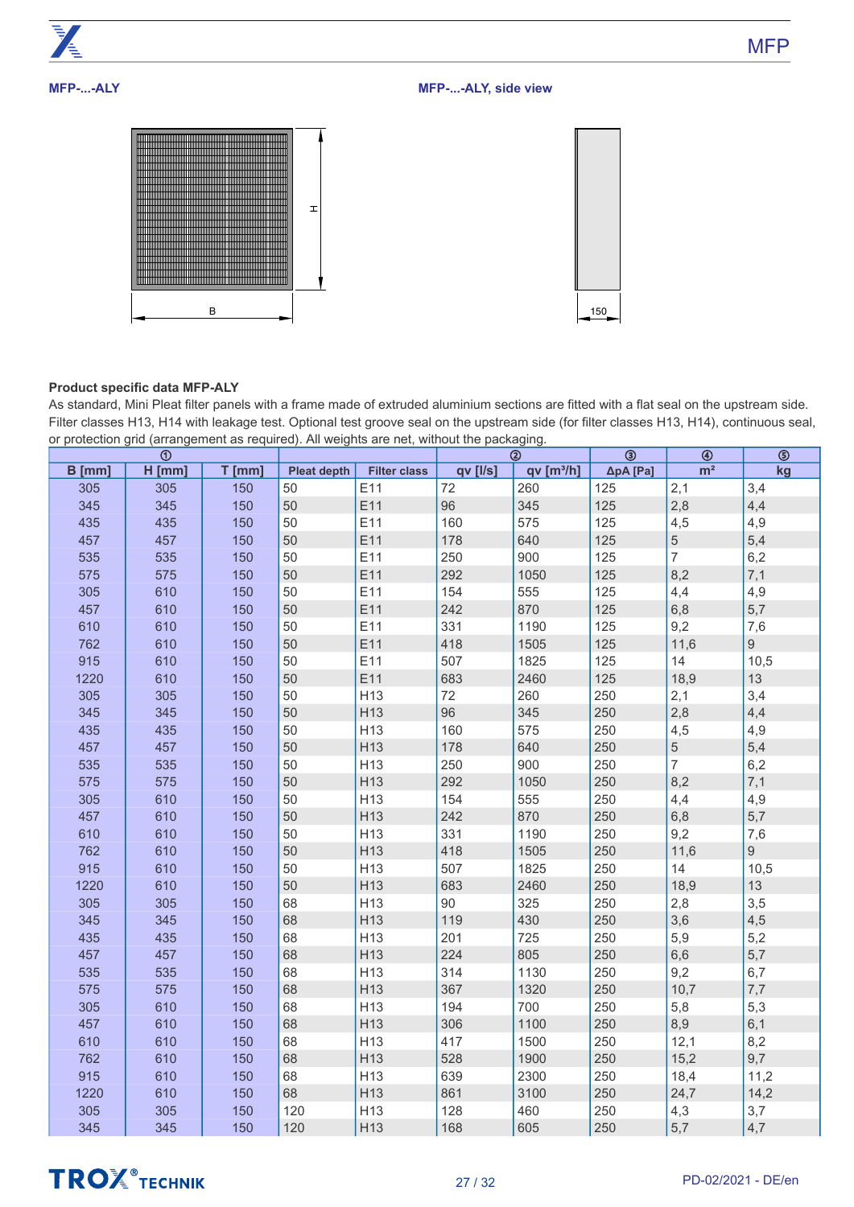MFP-...-ALY

MFP-...-ALY, side view

H

B

150

**Product specific data MFP-ALY**

As standard, Mini Pleat filter panels with a frame made of extruded aluminium sections are fitted with a flat seal on the upstream side. Filter classes H13, H14 with leakage test. Optional test groove seal on the upstream side (for filter classes H13, H14), continuous seal, or protection grid (arrangement as required). All weights are net, without the packaging.

| ① | | | | | ② | | ③ | ④ | ⑤ |
|---|---|---|---|---|---|---|---|---|---|
| B [mm] | H [mm] | T [mm] | Pleat depth | Filter class | qv [l/s] | qv [m³/h] | ΔpA [Pa] | m² | kg |
| 305 | 305 | 150 | 50 | E11 | 72 | 260 | 125 | 2,1 | 3,4 |
| 345 | 345 | 150 | 50 | E11 | 96 | 345 | 125 | 2,8 | 4,4 |
| 435 | 435 | 150 | 50 | E11 | 160 | 575 | 125 | 4,5 | 4,9 |
| 457 | 457 | 150 | 50 | E11 | 178 | 640 | 125 | 5 | 5,4 |
| 535 | 535 | 150 | 50 | E11 | 250 | 900 | 125 | 7 | 6,2 |
| 575 | 575 | 150 | 50 | E11 | 292 | 1050 | 125 | 8,2 | 7,1 |
| 305 | 610 | 150 | 50 | E11 | 154 | 555 | 125 | 4,4 | 4,9 |
| 457 | 610 | 150 | 50 | E11 | 242 | 870 | 125 | 6,8 | 5,7 |
| 610 | 610 | 150 | 50 | E11 | 331 | 1190 | 125 | 9,2 | 7,6 |
| 762 | 610 | 150 | 50 | E11 | 418 | 1505 | 125 | 11,6 | 9 |
| 915 | 610 | 150 | 50 | E11 | 507 | 1825 | 125 | 14 | 10,5 |
| 1220 | 610 | 150 | 50 | E11 | 683 | 2460 | 125 | 18,9 | 13 |
| 305 | 305 | 150 | 50 | H13 | 72 | 260 | 250 | 2,1 | 3,4 |
| 345 | 345 | 150 | 50 | H13 | 96 | 345 | 250 | 2,8 | 4,4 |
| 435 | 435 | 150 | 50 | H13 | 160 | 575 | 250 | 4,5 | 4,9 |
| 457 | 457 | 150 | 50 | H13 | 178 | 640 | 250 | 5 | 5,4 |
| 535 | 535 | 150 | 50 | H13 | 250 | 900 | 250 | 7 | 6,2 |
| 575 | 575 | 150 | 50 | H13 | 292 | 1050 | 250 | 8,2 | 7,1 |
| 305 | 610 | 150 | 50 | H13 | 154 | 555 | 250 | 4,4 | 4,9 |
| 457 | 610 | 150 | 50 | H13 | 242 | 870 | 250 | 6,8 | 5,7 |
| 610 | 610 | 150 | 50 | H13 | 331 | 1190 | 250 | 9,2 | 7,6 |
| 762 | 610 | 150 | 50 | H13 | 418 | 1505 | 250 | 11,6 | 9 |
| 915 | 610 | 150 | 50 | H13 | 507 | 1825 | 250 | 14 | 10,5 |
| 1220 | 610 | 150 | 50 | H13 | 683 | 2460 | 250 | 18,9 | 13 |
| 305 | 305 | 150 | 68 | H13 | 90 | 325 | 250 | 2,8 | 3,5 |
| 345 | 345 | 150 | 68 | H13 | 119 | 430 | 250 | 3,6 | 4,5 |
| 435 | 435 | 150 | 68 | H13 | 201 | 725 | 250 | 5,9 | 5,2 |
| 457 | 457 | 150 | 68 | H13 | 224 | 805 | 250 | 6,6 | 5,7 |
| 535 | 535 | 150 | 68 | H13 | 314 | 1130 | 250 | 9,2 | 6,7 |
| 575 | 575 | 150 | 68 | H13 | 367 | 1320 | 250 | 10,7 | 7,7 |
| 305 | 610 | 150 | 68 | H13 | 194 | 700 | 250 | 5,8 | 5,3 |
| 457 | 610 | 150 | 68 | H13 | 306 | 1100 | 250 | 8,9 | 6,1 |
| 610 | 610 | 150 | 68 | H13 | 417 | 1500 | 250 | 12,1 | 8,2 |
| 762 | 610 | 150 | 68 | H13 | 528 | 1900 | 250 | 15,2 | 9,7 |
| 915 | 610 | 150 | 68 | H13 | 639 | 2300 | 250 | 18,4 | 11,2 |
| 1220 | 610 | 150 | 68 | H13 | 861 | 3100 | 250 | 24,7 | 14,2 |
| 305 | 305 | 150 | 120 | H13 | 128 | 460 | 250 | 4,3 | 3,7 |
| 345 | 345 | 150 | 120 | H13 | 168 | 605 | 250 | 5,7 | 4,7 |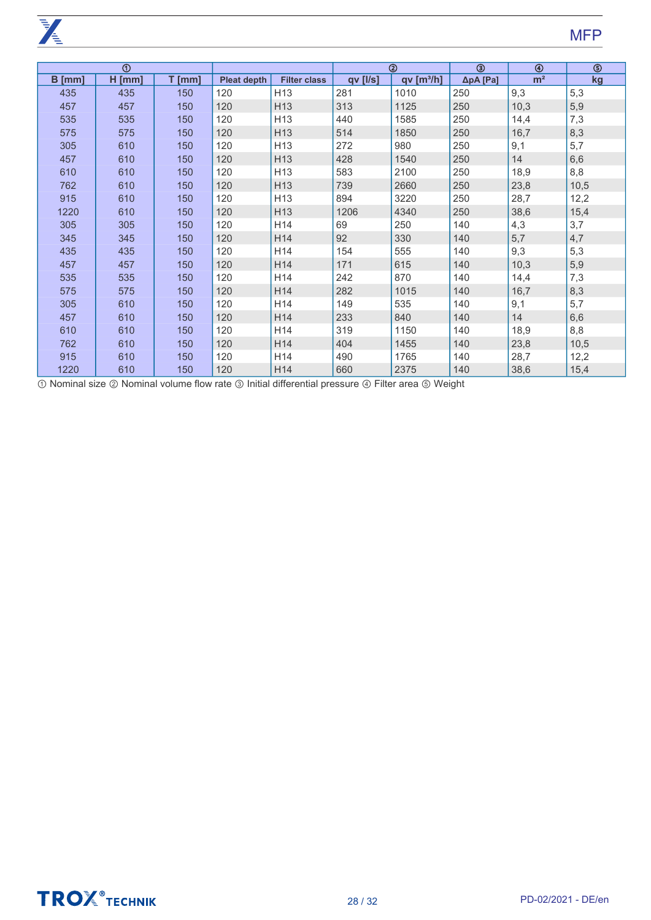| ① | | | | | ② | | ③ | ④ | ⑤ |
|---|---|---|---|---|---|---|---|---|---|
| B [mm] | H [mm] | T [mm] | Pleat depth | Filter class | qv [l/s] | qv [m³/h] | ΔpA [Pa] | m² | kg |
| 435 | 435 | 150 | 120 | H13 | 281 | 1010 | 250 | 9,3 | 5,3 |
| 457 | 457 | 150 | 120 | H13 | 313 | 1125 | 250 | 10,3 | 5,9 |
| 535 | 535 | 150 | 120 | H13 | 440 | 1585 | 250 | 14,4 | 7,3 |
| 575 | 575 | 150 | 120 | H13 | 514 | 1850 | 250 | 16,7 | 8,3 |
| 305 | 610 | 150 | 120 | H13 | 272 | 980 | 250 | 9,1 | 5,7 |
| 457 | 610 | 150 | 120 | H13 | 428 | 1540 | 250 | 14 | 6,6 |
| 610 | 610 | 150 | 120 | H13 | 583 | 2100 | 250 | 18,9 | 8,8 |
| 762 | 610 | 150 | 120 | H13 | 739 | 2660 | 250 | 23,8 | 10,5 |
| 915 | 610 | 150 | 120 | H13 | 894 | 3220 | 250 | 28,7 | 12,2 |
| 1220 | 610 | 150 | 120 | H13 | 1206 | 4340 | 250 | 38,6 | 15,4 |
| 305 | 305 | 150 | 120 | H14 | 69 | 250 | 140 | 4,3 | 3,7 |
| 345 | 345 | 150 | 120 | H14 | 92 | 330 | 140 | 5,7 | 4,7 |
| 435 | 435 | 150 | 120 | H14 | 154 | 555 | 140 | 9,3 | 5,3 |
| 457 | 457 | 150 | 120 | H14 | 171 | 615 | 140 | 10,3 | 5,9 |
| 535 | 535 | 150 | 120 | H14 | 242 | 870 | 140 | 14,4 | 7,3 |
| 575 | 575 | 150 | 120 | H14 | 282 | 1015 | 140 | 16,7 | 8,3 |
| 305 | 610 | 150 | 120 | H14 | 149 | 535 | 140 | 9,1 | 5,7 |
| 457 | 610 | 150 | 120 | H14 | 233 | 840 | 140 | 14 | 6,6 |
| 610 | 610 | 150 | 120 | H14 | 319 | 1150 | 140 | 18,9 | 8,8 |
| 762 | 610 | 150 | 120 | H14 | 404 | 1455 | 140 | 23,8 | 10,5 |
| 915 | 610 | 150 | 120 | H14 | 490 | 1765 | 140 | 28,7 | 12,2 |
| 1220 | 610 | 150 | 120 | H14 | 660 | 2375 | 140 | 38,6 | 15,4 |

① Nominal size ② Nominal volume flow rate ③ Initial differential pressure ④ Filter area ⑤ Weight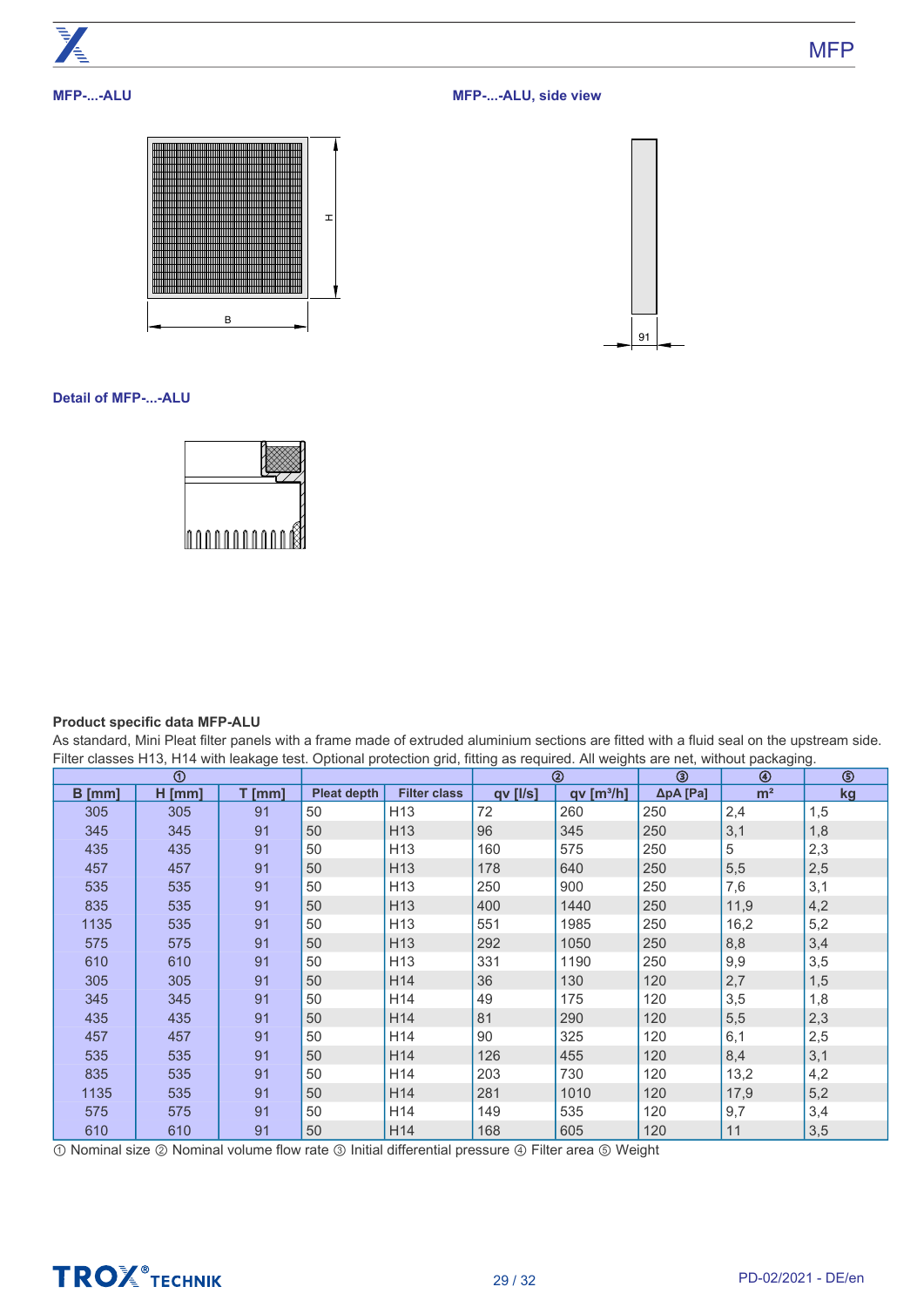MFP-...-ALU

MFP-...-ALU, side view

Detail of MFP-...-ALU

**Product specific data MFP-ALU**

As standard, Mini Pleat filter panels with a frame made of extruded aluminium sections are fitted with a fluid seal on the upstream side. Filter classes H13, H14 with leakage test. Optional protection grid, fitting as required. All weights are net, without packaging.

| ① | | | | | ② | | ③ | ④ | ⑤ |
|---|---|---|---|---|---|---|---|---|---|
| B [mm] | H [mm] | T [mm] | Pleat depth | Filter class | qv [l/s] | qv [m³/h] | ΔpA [Pa] | m² | kg |
| 305 | 305 | 91 | 50 | H13 | 72 | 260 | 250 | 2,4 | 1,5 |
| 345 | 345 | 91 | 50 | H13 | 96 | 345 | 250 | 3,1 | 1,8 |
| 435 | 435 | 91 | 50 | H13 | 160 | 575 | 250 | 5 | 2,3 |
| 457 | 457 | 91 | 50 | H13 | 178 | 640 | 250 | 5,5 | 2,5 |
| 535 | 535 | 91 | 50 | H13 | 250 | 900 | 250 | 7,6 | 3,1 |
| 835 | 535 | 91 | 50 | H13 | 400 | 1440 | 250 | 11,9 | 4,2 |
| 1135 | 535 | 91 | 50 | H13 | 551 | 1985 | 250 | 16,2 | 5,2 |
| 575 | 575 | 91 | 50 | H13 | 292 | 1050 | 250 | 8,8 | 3,4 |
| 610 | 610 | 91 | 50 | H13 | 331 | 1190 | 250 | 9,9 | 3,5 |
| 305 | 305 | 91 | 50 | H14 | 36 | 130 | 120 | 2,7 | 1,5 |
| 345 | 345 | 91 | 50 | H14 | 49 | 175 | 120 | 3,5 | 1,8 |
| 435 | 435 | 91 | 50 | H14 | 81 | 290 | 120 | 5,5 | 2,3 |
| 457 | 457 | 91 | 50 | H14 | 90 | 325 | 120 | 6,1 | 2,5 |
| 535 | 535 | 91 | 50 | H14 | 126 | 455 | 120 | 8,4 | 3,1 |
| 835 | 535 | 91 | 50 | H14 | 203 | 730 | 120 | 13,2 | 4,2 |
| 1135 | 535 | 91 | 50 | H14 | 281 | 1010 | 120 | 17,9 | 5,2 |
| 575 | 575 | 91 | 50 | H14 | 149 | 535 | 120 | 9,7 | 3,4 |
| 610 | 610 | 91 | 50 | H14 | 168 | 605 | 120 | 11 | 3,5 |

① Nominal size ② Nominal volume flow rate ③ Initial differential pressure ④ Filter area ⑤ Weight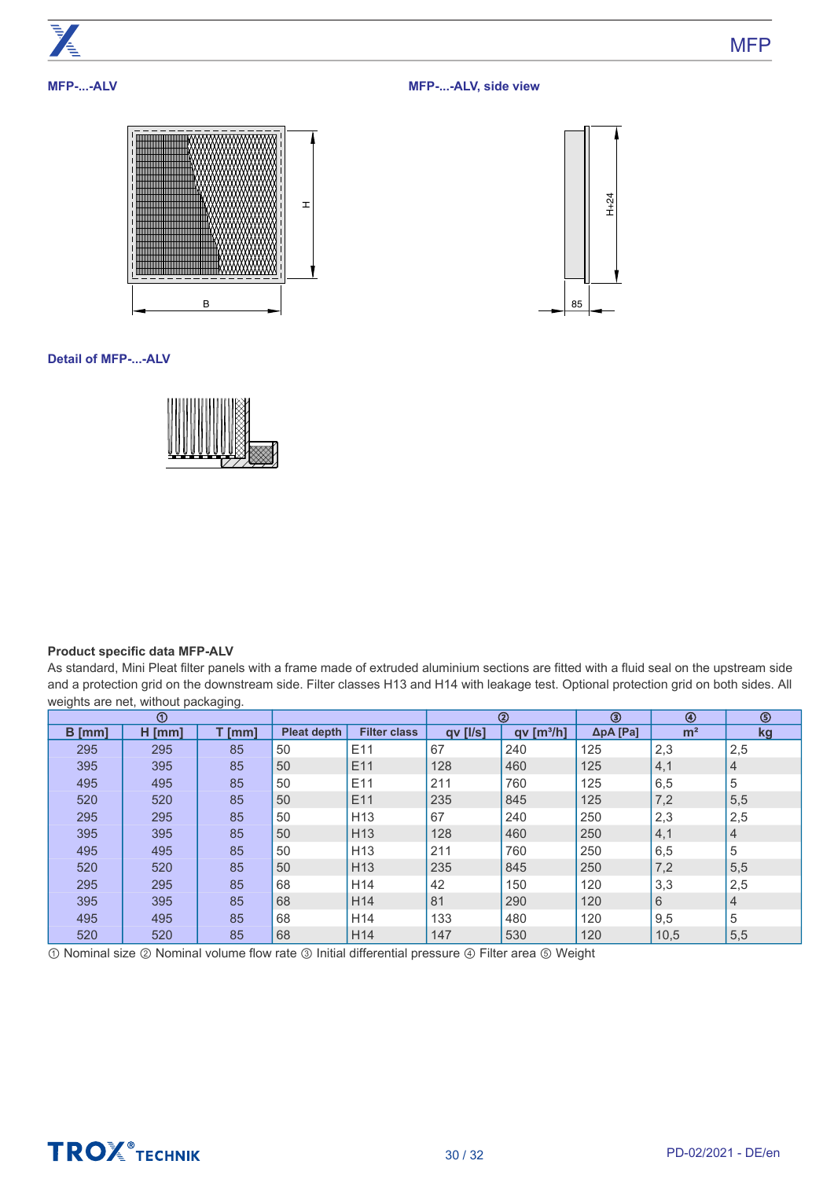MFP-...-ALV

H

B

MFP-...-ALV, side view

H+24

85

Detail of MFP-...-ALV

**Product specific data MFP-ALV**

As standard, Mini Pleat filter panels with a frame made of extruded aluminium sections are fitted with a fluid seal on the upstream side and a protection grid on the downstream side. Filter classes H13 and H14 with leakage test. Optional protection grid on both sides. All weights are net, without packaging.

| ① | | | | | ② | | ③ | ④ | ⑤ |
|---|---|---|---|---|---|---|---|---|---|
| B [mm] | H [mm] | T [mm] | Pleat depth | Filter class | qv [l/s] | qv [m³/h] | ΔpA [Pa] | m² | kg |
| 295 | 295 | 85 | 50 | E11 | 67 | 240 | 125 | 2,3 | 2,5 |
| 395 | 395 | 85 | 50 | E11 | 128 | 460 | 125 | 4,1 | 4 |
| 495 | 495 | 85 | 50 | E11 | 211 | 760 | 125 | 6,5 | 5 |
| 520 | 520 | 85 | 50 | E11 | 235 | 845 | 125 | 7,2 | 5,5 |
| 295 | 295 | 85 | 50 | H13 | 67 | 240 | 250 | 2,3 | 2,5 |
| 395 | 395 | 85 | 50 | H13 | 128 | 460 | 250 | 4,1 | 4 |
| 495 | 495 | 85 | 50 | H13 | 211 | 760 | 250 | 6,5 | 5 |
| 520 | 520 | 85 | 50 | H13 | 235 | 845 | 250 | 7,2 | 5,5 |
| 295 | 295 | 85 | 68 | H14 | 42 | 150 | 120 | 3,3 | 2,5 |
| 395 | 395 | 85 | 68 | H14 | 81 | 290 | 120 | 6 | 4 |
| 495 | 495 | 85 | 68 | H14 | 133 | 480 | 120 | 9,5 | 5 |
| 520 | 520 | 85 | 68 | H14 | 147 | 530 | 120 | 10,5 | 5,5 |

① Nominal size ② Nominal volume flow rate ③ Initial differential pressure ④ Filter area ⑤ Weight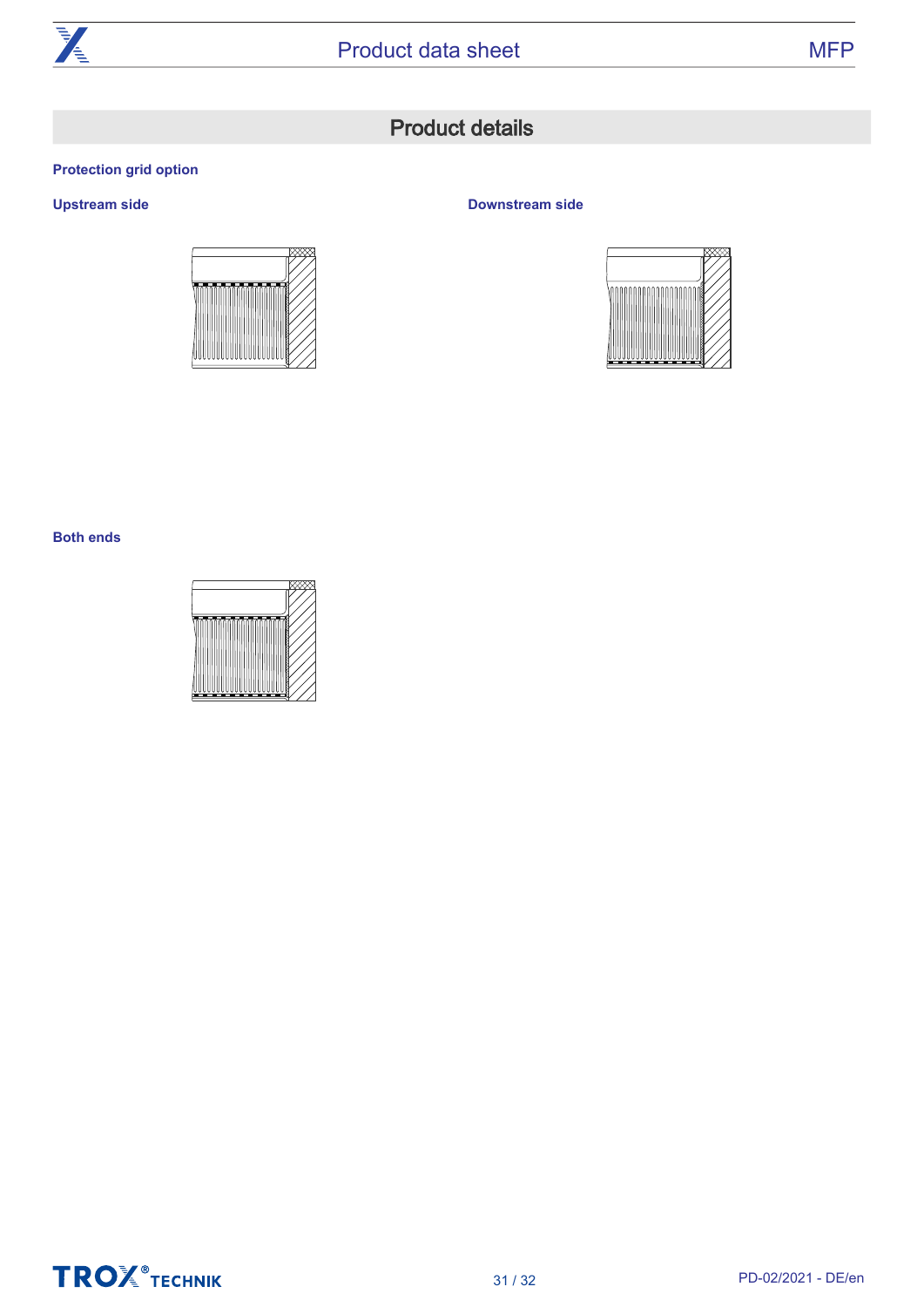## Product details

### Protection grid option

**Upstream side**

**Downstream side**

**Both ends**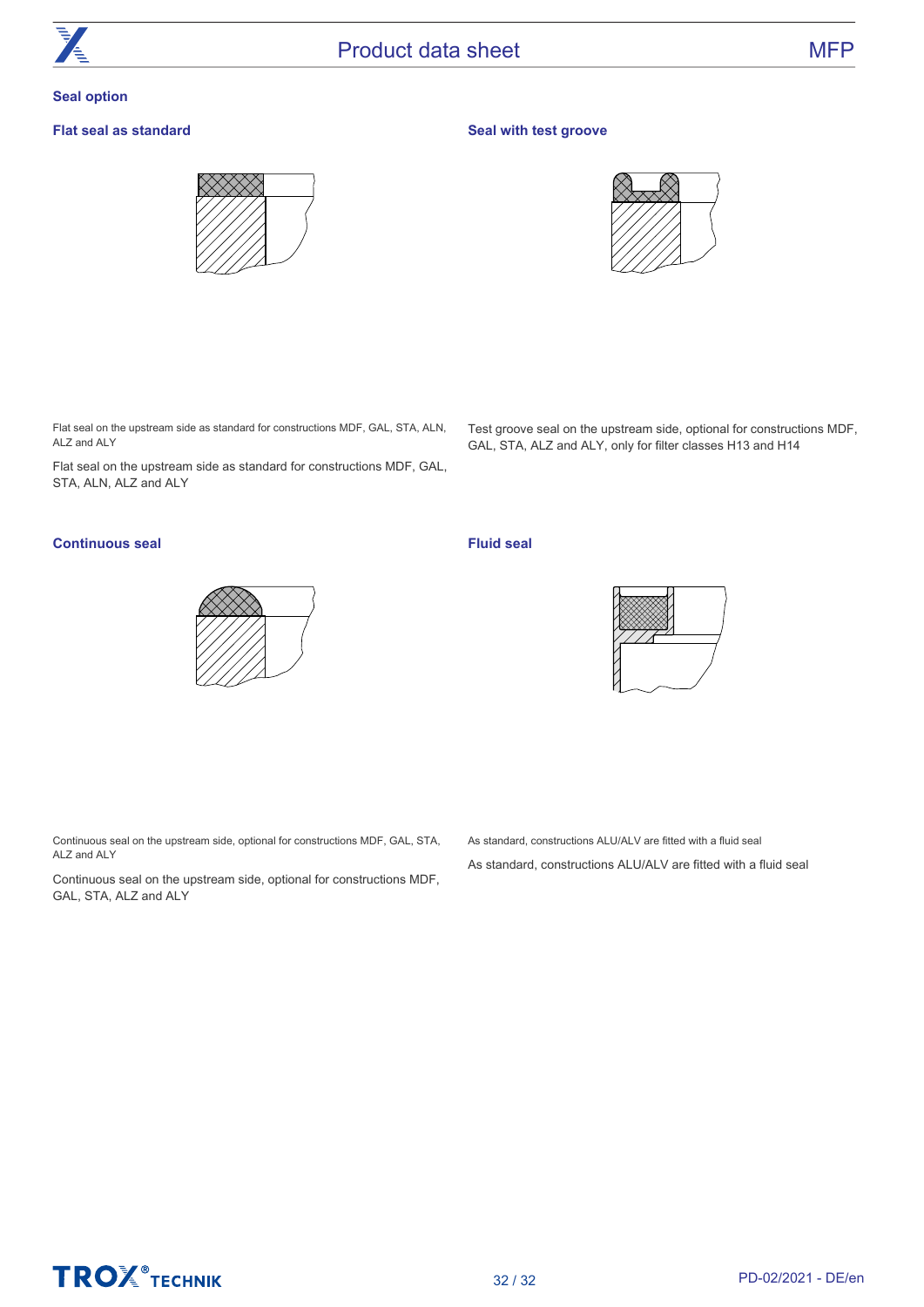## Seal option

### Flat seal as standard

Flat seal on the upstream side as standard for constructions MDF, GAL, STA, ALN, ALZ and ALY

Flat seal on the upstream side as standard for constructions MDF, GAL, STA, ALN, ALZ and ALY

### Seal with test groove

Test groove seal on the upstream side, optional for constructions MDF, GAL, STA, ALZ and ALY, only for filter classes H13 and H14

### Continuous seal

Continuous seal on the upstream side, optional for constructions MDF, GAL, STA, ALZ and ALY

Continuous seal on the upstream side, optional for constructions MDF, GAL, STA, ALZ and ALY

### Fluid seal

As standard, constructions ALU/ALV are fitted with a fluid seal

As standard, constructions ALU/ALV are fitted with a fluid seal

PD-02/2021 - DE/en